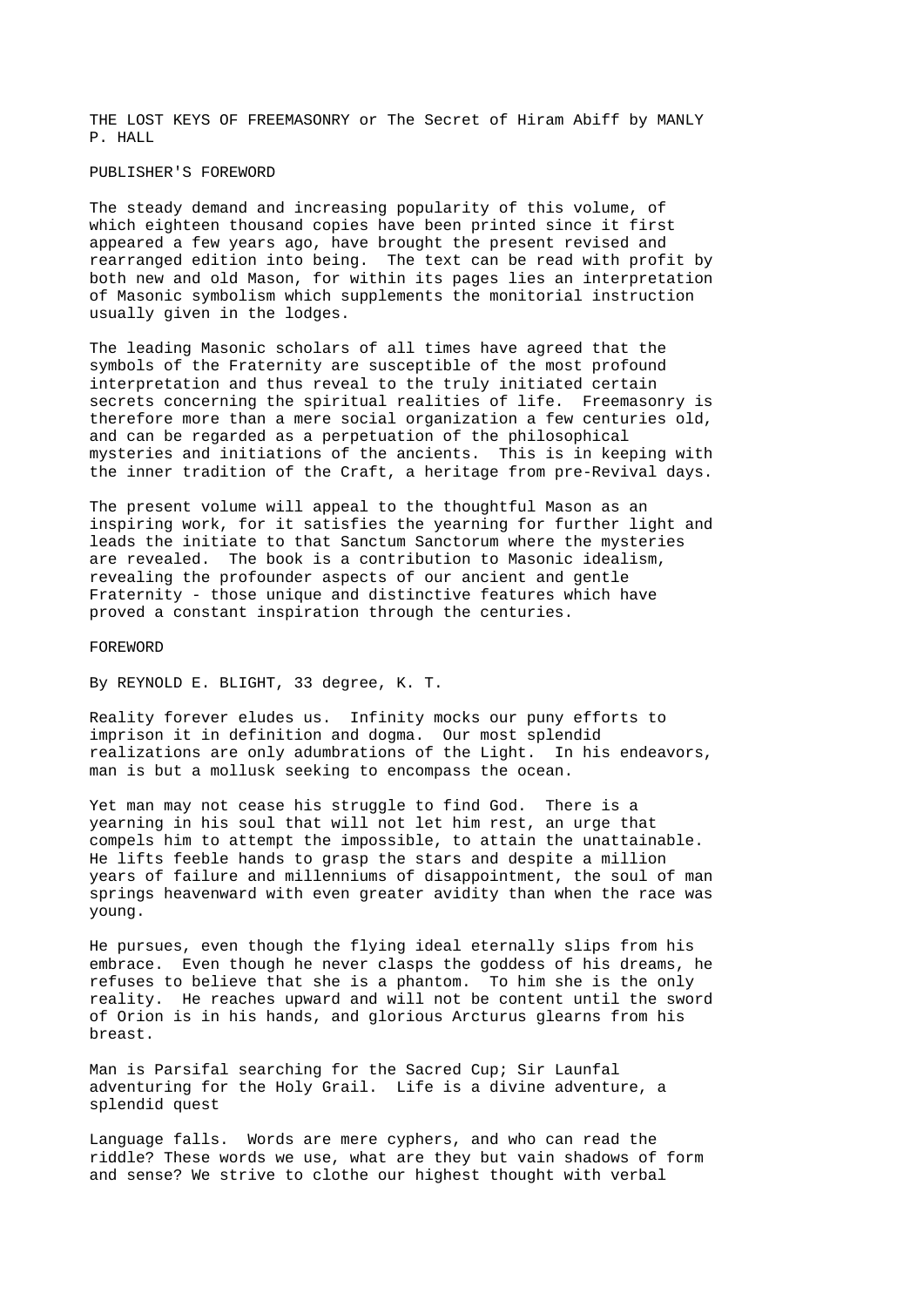THE LOST KEYS OF FREEMASONRY or The Secret of Hiram Abiff by MANLY P. HALL

## PUBLISHER'S FOREWORD

The steady demand and increasing popularity of this volume, of which eighteen thousand copies have been printed since it first appeared a few years ago, have brought the present revised and rearranged edition into being. The text can be read with profit by both new and old Mason, for within its pages lies an interpretation of Masonic symbolism which supplements the monitorial instruction usually given in the lodges.

The leading Masonic scholars of all times have agreed that the symbols of the Fraternity are susceptible of the most profound interpretation and thus reveal to the truly initiated certain secrets concerning the spiritual realities of life. Freemasonry is therefore more than a mere social organization a few centuries old, and can be regarded as a perpetuation of the philosophical mysteries and initiations of the ancients. This is in keeping with the inner tradition of the Craft, a heritage from pre-Revival days.

The present volume will appeal to the thoughtful Mason as an inspiring work, for it satisfies the yearning for further light and leads the initiate to that Sanctum Sanctorum where the mysteries are revealed. The book is a contribution to Masonic idealism, revealing the profounder aspects of our ancient and gentle Fraternity - those unique and distinctive features which have proved a constant inspiration through the centuries.

## FOREWORD

By REYNOLD E. BLIGHT, 33 degree, K. T.

Reality forever eludes us. Infinity mocks our puny efforts to imprison it in definition and dogma. Our most splendid realizations are only adumbrations of the Light. In his endeavors, man is but a mollusk seeking to encompass the ocean.

Yet man may not cease his struggle to find God. There is a yearning in his soul that will not let him rest, an urge that compels him to attempt the impossible, to attain the unattainable. He lifts feeble hands to grasp the stars and despite a million years of failure and millenniums of disappointment, the soul of man springs heavenward with even greater avidity than when the race was young.

He pursues, even though the flying ideal eternally slips from his embrace. Even though he never clasps the goddess of his dreams, he refuses to believe that she is a phantom. To him she is the only reality. He reaches upward and will not be content until the sword of Orion is in his hands, and glorious Arcturus glearns from his breast.

Man is Parsifal searching for the Sacred Cup; Sir Launfal adventuring for the Holy Grail. Life is a divine adventure, a splendid quest

Language falls. Words are mere cyphers, and who can read the riddle? These words we use, what are they but vain shadows of form and sense? We strive to clothe our highest thought with verbal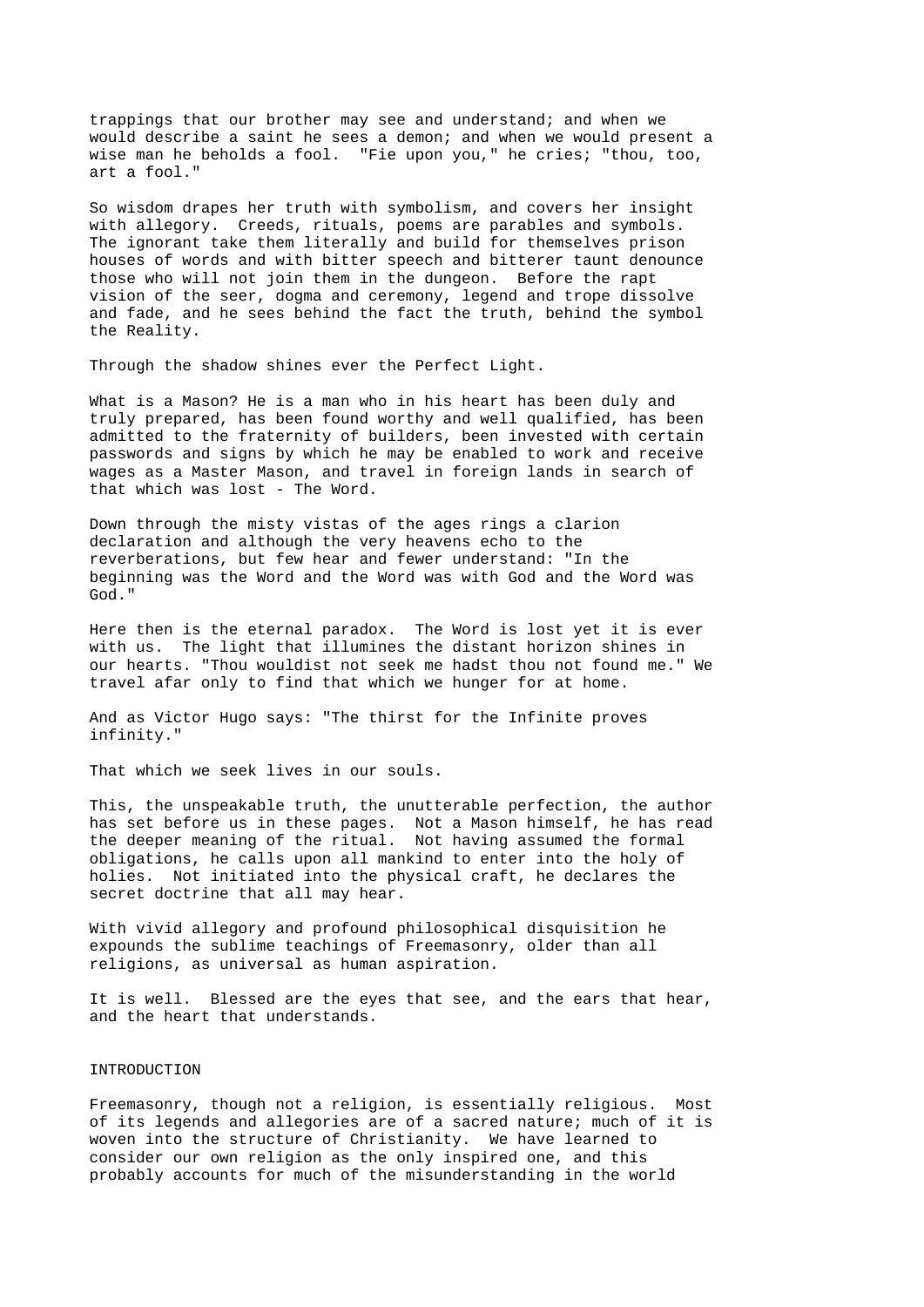trappings that our brother may see and understand; and when we would describe a saint he sees a demon; and when we would present a wise man he beholds a fool. "Fie upon you," he cries; "thou, too, art a fool."

So wisdom drapes her truth with symbolism, and covers her insight with allegory. Creeds, rituals, poems are parables and symbols. The ignorant take them literally and build for themselves prison houses of words and with bitter speech and bitterer taunt denounce those who will not join them in the dungeon. Before the rapt vision of the seer, dogma and ceremony, legend and trope dissolve and fade, and he sees behind the fact the truth, behind the symbol the Reality.

Through the shadow shines ever the Perfect Light.

What is a Mason? He is a man who in his heart has been duly and truly prepared, has been found worthy and well qualified, has been admitted to the fraternity of builders, been invested with certain passwords and signs by which he may be enabled to work and receive wages as a Master Mason, and travel in foreign lands in search of that which was lost - The Word.

Down through the misty vistas of the ages rings a clarion declaration and although the very heavens echo to the reverberations, but few hear and fewer understand: "In the beginning was the Word and the Word was with God and the Word was God."

Here then is the eternal paradox. The Word is lost yet it is ever with us. The light that illumines the distant horizon shines in our hearts. "Thou wouldist not seek me hadst thou not found me." We travel afar only to find that which we hunger for at home.

And as Victor Hugo says: "The thirst for the Infinite proves infinity."

That which we seek lives in our souls.

This, the unspeakable truth, the unutterable perfection, the author has set before us in these pages. Not a Mason himself, he has read the deeper meaning of the ritual. Not having assumed the formal obligations, he calls upon all mankind to enter into the holy of holies. Not initiated into the physical craft, he declares the secret doctrine that all may hear.

With vivid allegory and profound philosophical disquisition he expounds the sublime teachings of Freemasonry, older than all religions, as universal as human aspiration.

It is well. Blessed are the eyes that see, and the ears that hear, and the heart that understands.

## INTRODUCTION

Freemasonry, though not a religion, is essentially religious. Most of its legends and allegories are of a sacred nature; much of it is woven into the structure of Christianity. We have learned to consider our own religion as the only inspired one, and this probably accounts for much of the misunderstanding in the world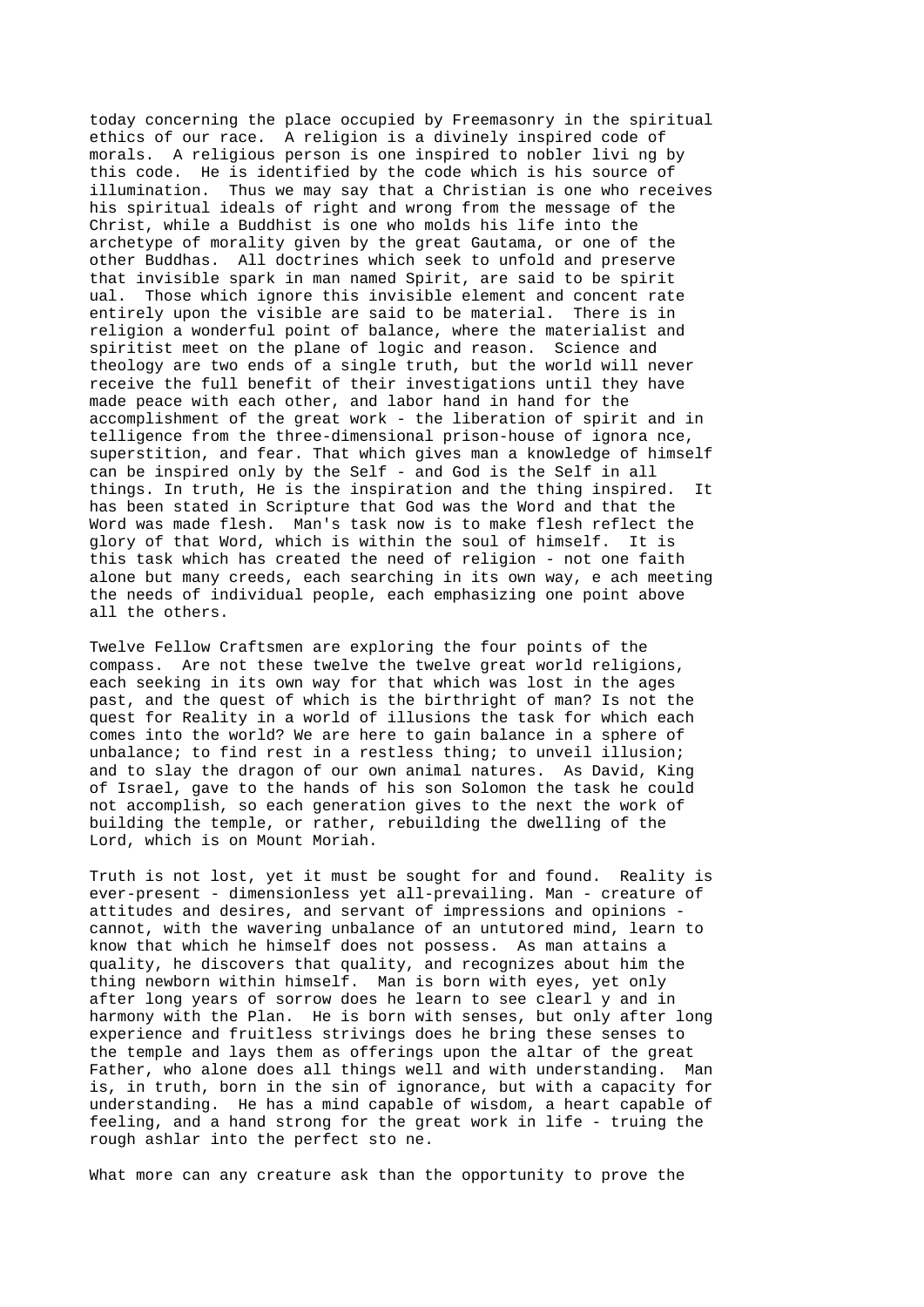today concerning the place occupied by Freemasonry in the spiritual ethics of our race. A religion is a divinely inspired code of morals. A religious person is one inspired to nobler living by this code. He is identified by the code which is his source of illumination. Thus we may say that a Christian is one who receives his spiritual ideals of right and wrong from the message of the Christ, while a Buddhist is one who molds his life into the archetype of morality given by the great Gautama, or one of the other Buddhas. All doctrines which seek to unfold and preserve that invisible spark in man named Spirit, are said to be spiritual. Those which ignore this invisible element and concentrate entirely upon the visible are said to be material. There is in religion a wonderful point of balance, where the materialist and spiritist meet on the plane of logic and reason. Science and theology are two ends of a single truth, but the world will never receive the full benefit of their investigations until they have made peace with each other, and labor hand in hand for the accomplishment of the great work - the liberation of spirit and intelligence from the three-dimensional prison-house of ignorance, superstition, and fear. That which gives man a knowledge of himself can be inspired only by the Self - and God is the Self in all things. In truth, He is the inspiration and the thing inspired. It has been stated in Scripture that God was the Word and that the Word was made flesh. Man's task now is to make flesh reflect the glory of that Word, which is within the soul of himself. It is this task which has created the need of religion - not one faith alone but many creeds, each searching in its own way, each meeting the needs of individual people, each emphasizing one point above all the others.

Twelve Fellow Craftsmen are exploring the four points of the compass. Are not these twelve the twelve great world religions, each seeking in its own way for that which was lost in the ages past, and the quest of which is the birthright of man? Is not the quest for Reality in a world of illusions the task for which each comes into the world? We are here to gain balance in a sphere of unbalance; to find rest in a restless thing; to unveil illusion; and to slay the dragon of our own animal natures. As David, King of Israel, gave to the hands of his son Solomon the task he could not accomplish, so each generation gives to the next the work of building the temple, or rather, rebuilding the dwelling of the Lord, which is on Mount Moriah.

Truth is not lost, yet it must be sought for and found. Reality is ever-present - dimensionless yet all-prevailing. Man - creature of attitudes and desires, and servant of impressions and opinions - cannot, with the wavering unbalance of an untutored mind, learn to know that which he himself does not possess. As man attains a quality, he discovers that quality, and recognizes about him the thing newborn within himself. Man is born with eyes, yet only after long years of sorrow does he learn to see clearly and in harmony with the Plan. He is born with senses, but only after long experience and fruitless strivings does he bring these senses to the temple and lays them as offerings upon the altar of the great Father, who alone does all things well and with understanding. Man is, in truth, born in the sin of ignorance, but with a capacity for understanding. He has a mind capable of wisdom, a heart capable of feeling, and a hand strong for the great work in life - truing the rough ashlar into the perfect stone.

What more can any creature ask than the opportunity to prove the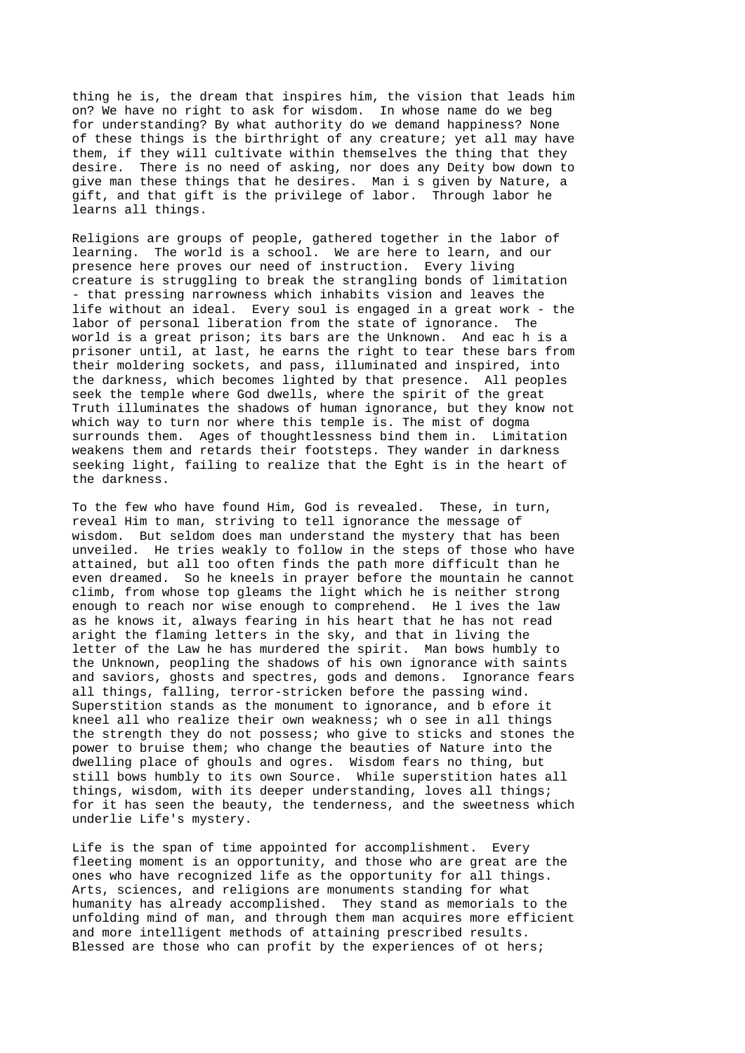thing he is, the dream that inspires him, the vision that leads him on? We have no right to ask for wisdom. In whose name do we beg for understanding? By what authority do we demand happiness? None of these things is the birthright of any creature; yet all may have them, if they will cultivate within themselves the thing that they desire. There is no need of asking, nor does any Deity bow down to give man these things that he desires. Man i s given by Nature, a gift, and that gift is the privilege of labor. Through labor he learns all things.

Religions are groups of people, gathered together in the labor of learning. The world is a school. We are here to learn, and our presence here proves our need of instruction. Every living creature is struggling to break the strangling bonds of limitation - that pressing narrowness which inhabits vision and leaves the life without an ideal. Every soul is engaged in a great work - the labor of personal liberation from the state of ignorance. The world is a great prison; its bars are the Unknown. And eac h is a prisoner until, at last, he earns the right to tear these bars from their moldering sockets, and pass, illuminated and inspired, into the darkness, which becomes lighted by that presence. All peoples seek the temple where God dwells, where the spirit of the great Truth illuminates the shadows of human ignorance, but they know not which way to turn nor where this temple is. The mist of dogma surrounds them. Ages of thoughtlessness bind them in. Limitation weakens them and retards their footsteps. They wander in darkness seeking light, failing to realize that the Eght is in the heart of the darkness.

To the few who have found Him, God is revealed. These, in turn, reveal Him to man, striving to tell ignorance the message of wisdom. But seldom does man understand the mystery that has been unveiled. He tries weakly to follow in the steps of those who have attained, but all too often finds the path more difficult than he even dreamed. So he kneels in prayer before the mountain he cannot climb, from whose top gleams the light which he is neither strong enough to reach nor wise enough to comprehend. He l ives the law as he knows it, always fearing in his heart that he has not read aright the flaming letters in the sky, and that in living the letter of the Law he has murdered the spirit. Man bows humbly to the Unknown, peopling the shadows of his own ignorance with saints and saviors, ghosts and spectres, gods and demons. Ignorance fears all things, falling, terror-stricken before the passing wind. Superstition stands as the monument to ignorance, and b efore it kneel all who realize their own weakness; wh o see in all things the strength they do not possess; who give to sticks and stones the power to bruise them; who change the beauties of Nature into the dwelling place of ghouls and ogres. Wisdom fears no thing, but still bows humbly to its own Source. While superstition hates all things, wisdom, with its deeper understanding, loves all things; for it has seen the beauty, the tenderness, and the sweetness which underlie Life's mystery.

Life is the span of time appointed for accomplishment. Every fleeting moment is an opportunity, and those who are great are the ones who have recognized life as the opportunity for all things. Arts, sciences, and religions are monuments standing for what humanity has already accomplished. They stand as memorials to the unfolding mind of man, and through them man acquires more efficient and more intelligent methods of attaining prescribed results. Blessed are those who can profit by the experiences of ot hers;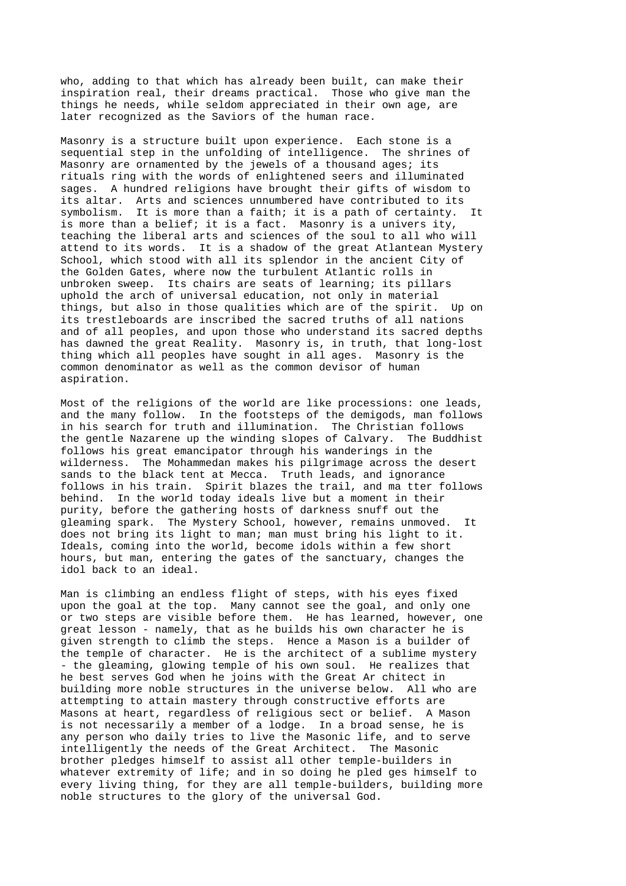who, adding to that which has already been built, can make their inspiration real, their dreams practical. Those who give man the things he needs, while seldom appreciated in their own age, are later recognized as the Saviors of the human race.

Masonry is a structure built upon experience. Each stone is a sequential step in the unfolding of intelligence. The shrines of Masonry are ornamented by the jewels of a thousand ages; its rituals ring with the words of enlightened seers and illuminated sages. A hundred religions have brought their gifts of wisdom to its altar. Arts and sciences unnumbered have contributed to its symbolism. It is more than a faith; it is a path of certainty. It is more than a belief; it is a fact. Masonry is a univers ity, teaching the liberal arts and sciences of the soul to all who will attend to its words. It is a shadow of the great Atlantean Mystery School, which stood with all its splendor in the ancient City of the Golden Gates, where now the turbulent Atlantic rolls in unbroken sweep. Its chairs are seats of learning; its pillars uphold the arch of universal education, not only in material things, but also in those qualities which are of the spirit. Up on its trestleboards are inscribed the sacred truths of all nations and of all peoples, and upon those who understand its sacred depths has dawned the great Reality. Masonry is, in truth, that long-lost thing which all peoples have sought in all ages. Masonry is the common denominator as well as the common devisor of human aspiration.

Most of the religions of the world are like processions: one leads, and the many follow. In the footsteps of the demigods, man follows in his search for truth and illumination. The Christian follows the gentle Nazarene up the winding slopes of Calvary. The Buddhist follows his great emancipator through his wanderings in the wilderness. The Mohammedan makes his pilgrimage across the desert sands to the black tent at Mecca. Truth leads, and ignorance follows in his train. Spirit blazes the trail, and ma tter follows behind. In the world today ideals live but a moment in their purity, before the gathering hosts of darkness snuff out the gleaming spark. The Mystery School, however, remains unmoved. It does not bring its light to man; man must bring his light to it. Ideals, coming into the world, become idols within a few short hours, but man, entering the gates of the sanctuary, changes the idol back to an ideal.

Man is climbing an endless flight of steps, with his eyes fixed upon the goal at the top. Many cannot see the goal, and only one or two steps are visible before them. He has learned, however, one great lesson - namely, that as he builds his own character he is given strength to climb the steps. Hence a Mason is a builder of the temple of character. He is the architect of a sublime mystery - the gleaming, glowing temple of his own soul. He realizes that he best serves God when he joins with the Great Ar chitect in building more noble structures in the universe below. All who are attempting to attain mastery through constructive efforts are Masons at heart, regardless of religious sect or belief. A Mason is not necessarily a member of a lodge. In a broad sense, he is any person who daily tries to live the Masonic life, and to serve intelligently the needs of the Great Architect. The Masonic brother pledges himself to assist all other temple-builders in whatever extremity of life; and in so doing he pled ges himself to every living thing, for they are all temple-builders, building more noble structures to the glory of the universal God.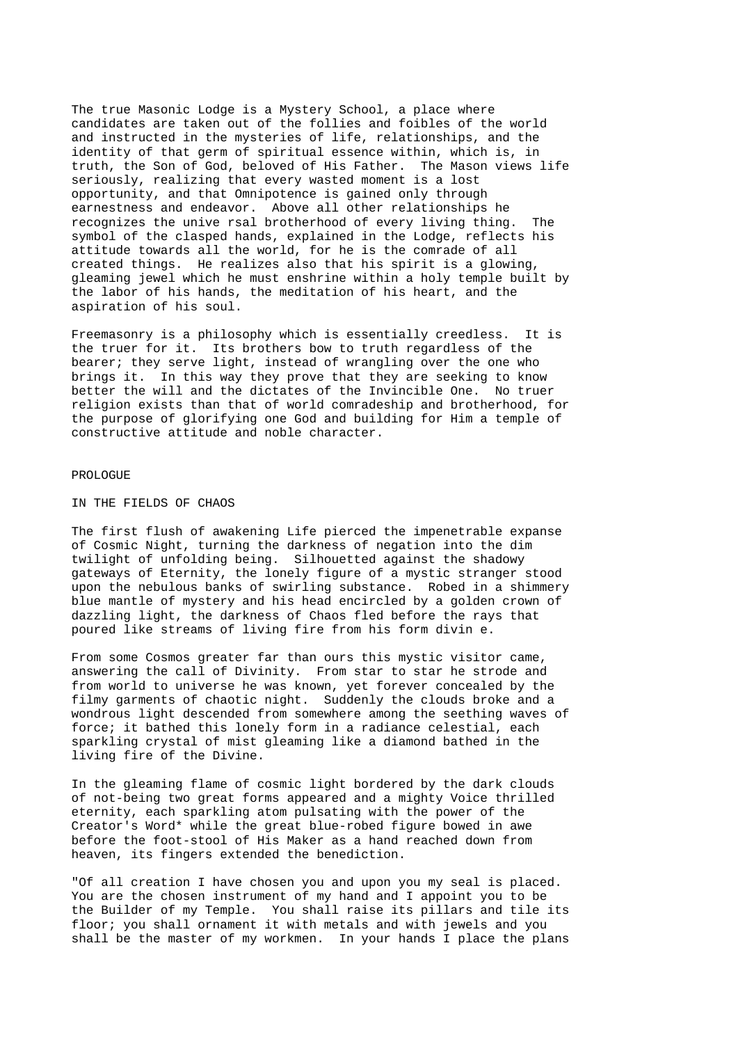The true Masonic Lodge is a Mystery School, a place where candidates are taken out of the follies and foibles of the world and instructed in the mysteries of life, relationships, and the identity of that germ of spiritual essence within, which is, in truth, the Son of God, beloved of His Father. The Mason views life seriously, realizing that every wasted moment is a lost opportunity, and that Omnipotence is gained only through earnestness and endeavor. Above all other relationships he recognizes the unive rsal brotherhood of every living thing. The symbol of the clasped hands, explained in the Lodge, reflects his attitude towards all the world, for he is the comrade of all created things. He realizes also that his spirit is a glowing, gleaming jewel which he must enshrine within a holy temple built by the labor of his hands, the meditation of his heart, and the aspiration of his soul.

Freemasonry is a philosophy which is essentially creedless. It is the truer for it. Its brothers bow to truth regardless of the bearer; they serve light, instead of wrangling over the one who brings it. In this way they prove that they are seeking to know better the will and the dictates of the Invincible One. No truer religion exists than that of world comradeship and brotherhood, for the purpose of glorifying one God and building for Him a temple of constructive attitude and noble character.

## PROLOGUE

### IN THE FIELDS OF CHAOS

The first flush of awakening Life pierced the impenetrable expanse of Cosmic Night, turning the darkness of negation into the dim twilight of unfolding being. Silhouetted against the shadowy gateways of Eternity, the lonely figure of a mystic stranger stood upon the nebulous banks of swirling substance. Robed in a shimmery blue mantle of mystery and his head encircled by a golden crown of dazzling light, the darkness of Chaos fled before the rays that poured like streams of living fire from his form divin e.

From some Cosmos greater far than ours this mystic visitor came, answering the call of Divinity. From star to star he strode and from world to universe he was known, yet forever concealed by the filmy garments of chaotic night. Suddenly the clouds broke and a wondrous light descended from somewhere among the seething waves of force; it bathed this lonely form in a radiance celestial, each sparkling crystal of mist gleaming like a diamond bathed in the living fire of the Divine.

In the gleaming flame of cosmic light bordered by the dark clouds of not-being two great forms appeared and a mighty Voice thrilled eternity, each sparkling atom pulsating with the power of the Creator's Word* while the great blue-robed figure bowed in awe before the foot-stool of His Maker as a hand reached down from heaven, its fingers extended the benediction.

"Of all creation I have chosen you and upon you my seal is placed. You are the chosen instrument of my hand and I appoint you to be the Builder of my Temple. You shall raise its pillars and tile its floor; you shall ornament it with metals and with jewels and you shall be the master of my workmen. In your hands I place the plans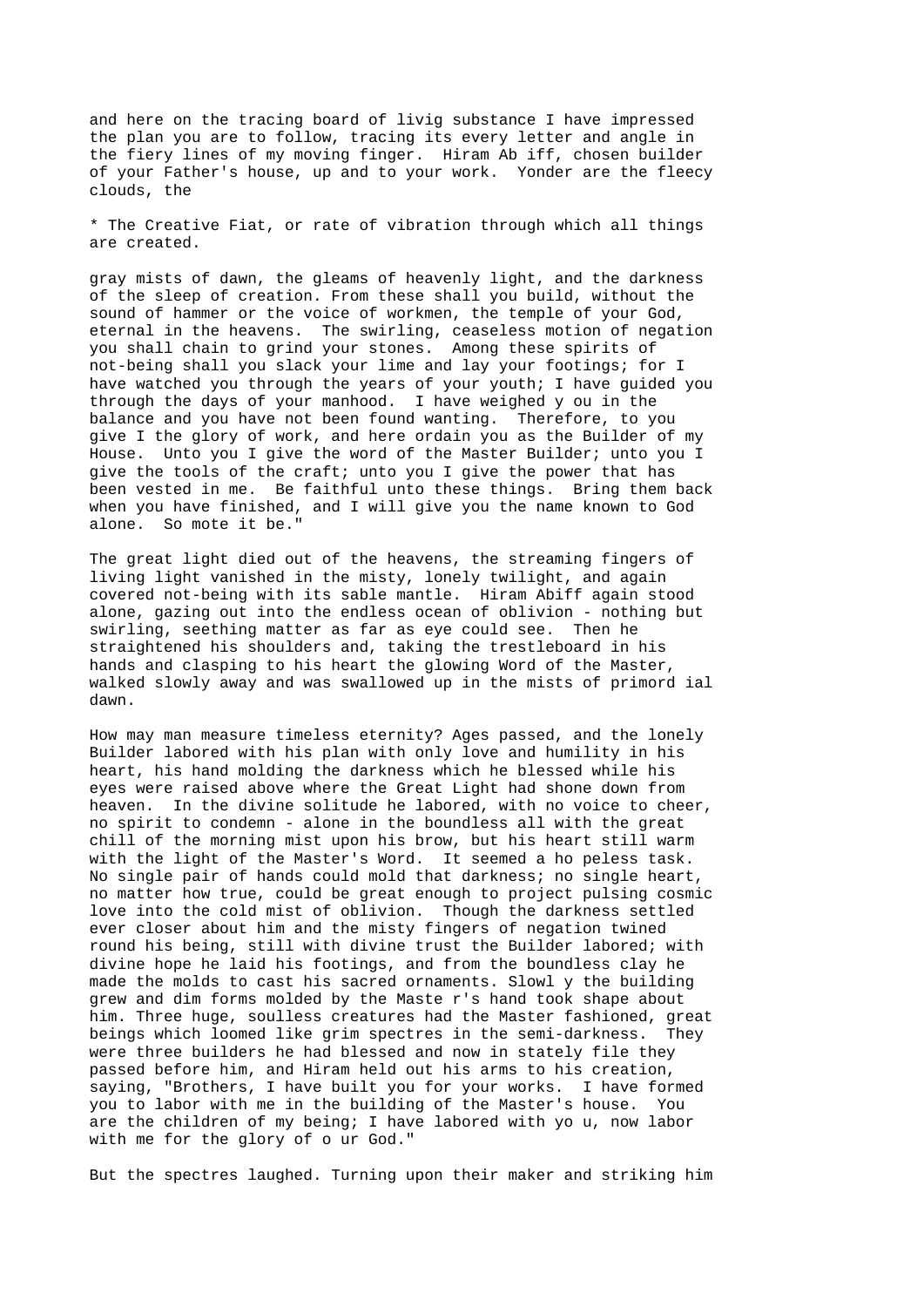and here on the tracing board of livig substance I have impressed the plan you are to follow, tracing its every letter and angle in the fiery lines of my moving finger. Hiram Ab iff, chosen builder of your Father's house, up and to your work. Yonder are the fleecy clouds, the

* The Creative Fiat, or rate of vibration through which all things are created.

gray mists of dawn, the gleams of heavenly light, and the darkness of the sleep of creation. From these shall you build, without the sound of hammer or the voice of workmen, the temple of your God, eternal in the heavens. The swirling, ceaseless motion of negation you shall chain to grind your stones. Among these spirits of not-being shall you slack your lime and lay your footings; for I have watched you through the years of your youth; I have guided you through the days of your manhood. I have weighed y ou in the balance and you have not been found wanting. Therefore, to you give I the glory of work, and here ordain you as the Builder of my House. Unto you I give the word of the Master Builder; unto you I give the tools of the craft; unto you I give the power that has been vested in me. Be faithful unto these things. Bring them back when you have finished, and I will give you the name known to God alone. So mote it be."

The great light died out of the heavens, the streaming fingers of living light vanished in the misty, lonely twilight, and again covered not-being with its sable mantle. Hiram Abiff again stood alone, gazing out into the endless ocean of oblivion - nothing but swirling, seething matter as far as eye could see. Then he straightened his shoulders and, taking the trestleboard in his hands and clasping to his heart the glowing Word of the Master, walked slowly away and was swallowed up in the mists of primord ial dawn.

How may man measure timeless eternity? Ages passed, and the lonely Builder labored with his plan with only love and humility in his heart, his hand molding the darkness which he blessed while his eyes were raised above where the Great Light had shone down from heaven. In the divine solitude he labored, with no voice to cheer, no spirit to condemn - alone in the boundless all with the great chill of the morning mist upon his brow, but his heart still warm with the light of the Master's Word. It seemed a ho peless task. No single pair of hands could mold that darkness; no single heart, no matter how true, could be great enough to project pulsing cosmic love into the cold mist of oblivion. Though the darkness settled ever closer about him and the misty fingers of negation twined round his being, still with divine trust the Builder labored; with divine hope he laid his footings, and from the boundless clay he made the molds to cast his sacred ornaments. Slowl y the building grew and dim forms molded by the Maste r's hand took shape about him. Three huge, soulless creatures had the Master fashioned, great beings which loomed like grim spectres in the semi-darkness. They were three builders he had blessed and now in stately file they passed before him, and Hiram held out his arms to his creation, saying, "Brothers, I have built you for your works. I have formed you to labor with me in the building of the Master's house. You are the children of my being; I have labored with yo u, now labor with me for the glory of o ur God."

But the spectres laughed. Turning upon their maker and striking him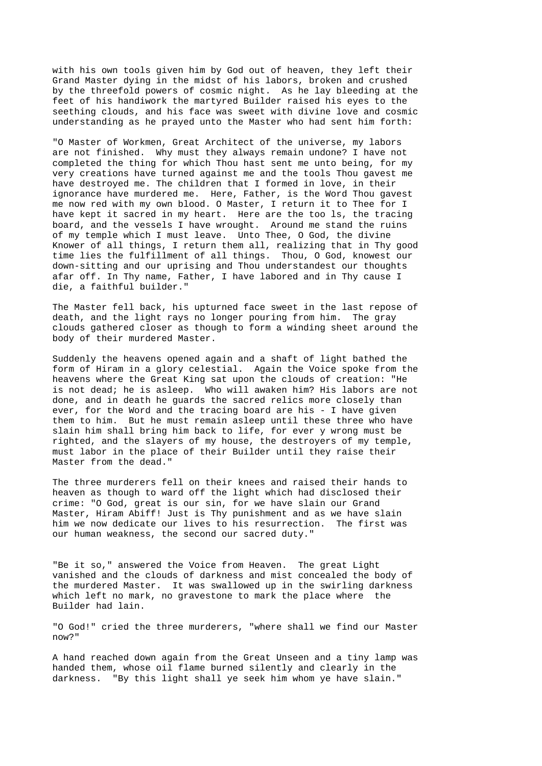with his own tools given him by God out of heaven, they left their Grand Master dying in the midst of his labors, broken and crushed by the threefold powers of cosmic night. As he lay bleeding at the feet of his handiwork the martyred Builder raised his eyes to the seething clouds, and his face was sweet with divine love and cosmic understanding as he prayed unto the Master who had sent him forth:

"O Master of Workmen, Great Architect of the universe, my labors are not finished. Why must they always remain undone? I have not completed the thing for which Thou hast sent me unto being, for my very creations have turned against me and the tools Thou gavest me have destroyed me. The children that I formed in love, in their ignorance have murdered me. Here, Father, is the Word Thou gavest me now red with my own blood. O Master, I return it to Thee for I have kept it sacred in my heart. Here are the too ls, the tracing board, and the vessels I have wrought. Around me stand the ruins of my temple which I must leave. Unto Thee, O God, the divine Knower of all things, I return them all, realizing that in Thy good time lies the fulfillment of all things. Thou, O God, knowest our down-sitting and our uprising and Thou understandest our thoughts afar off. In Thy name, Father, I have labored and in Thy cause I die, a faithful builder."

The Master fell back, his upturned face sweet in the last repose of death, and the light rays no longer pouring from him. The gray clouds gathered closer as though to form a winding sheet around the body of their murdered Master.

Suddenly the heavens opened again and a shaft of light bathed the form of Hiram in a glory celestial. Again the Voice spoke from the heavens where the Great King sat upon the clouds of creation: "He is not dead; he is asleep. Who will awaken him? His labors are not done, and in death he guards the sacred relics more closely than ever, for the Word and the tracing board are his - I have given them to him. But he must remain asleep until these three who have slain him shall bring him back to life, for ever y wrong must be righted, and the slayers of my house, the destroyers of my temple, must labor in the place of their Builder until they raise their Master from the dead."

The three murderers fell on their knees and raised their hands to heaven as though to ward off the light which had disclosed their crime: "O God, great is our sin, for we have slain our Grand Master, Hiram Abiff! Just is Thy punishment and as we have slain him we now dedicate our lives to his resurrection. The first was our human weakness, the second our sacred duty."

"Be it so," answered the Voice from Heaven. The great Light vanished and the clouds of darkness and mist concealed the body of the murdered Master. It was swallowed up in the swirling darkness which left no mark, no gravestone to mark the place where the Builder had lain.

"O God!" cried the three murderers, "where shall we find our Master now?"

A hand reached down again from the Great Unseen and a tiny lamp was handed them, whose oil flame burned silently and clearly in the darkness. "By this light shall ye seek him whom ye have slain."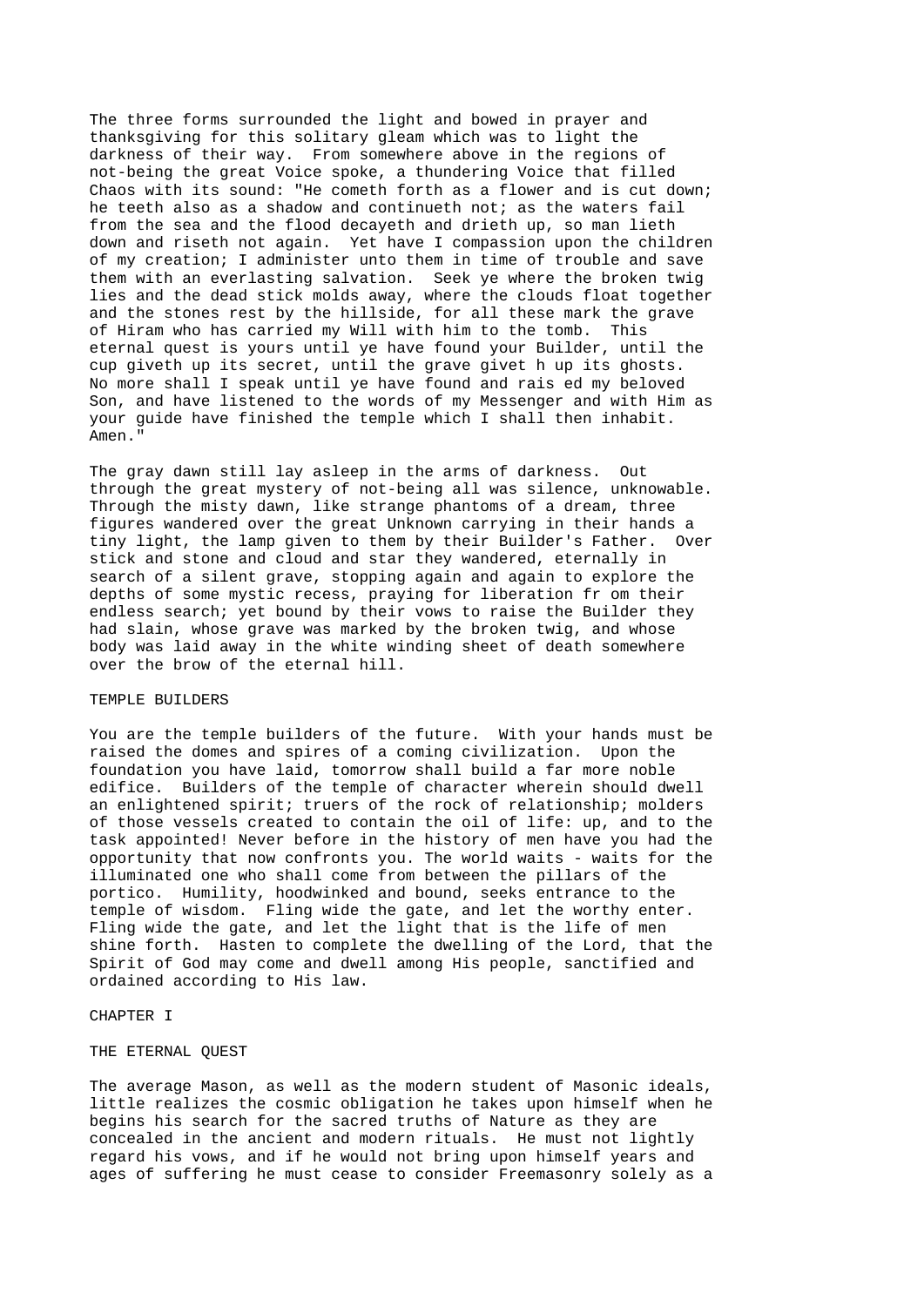The three forms surrounded the light and bowed in prayer and thanksgiving for this solitary gleam which was to light the darkness of their way. From somewhere above in the regions of not-being the great Voice spoke, a thundering Voice that filled Chaos with its sound: "He cometh forth as a flower and is cut down; he teeth also as a shadow and continueth not; as the waters fail from the sea and the flood decayeth and drieth up, so man lieth down and riseth not again. Yet have I compassion upon the children of my creation; I administer unto them in time of trouble and save them with an everlasting salvation. Seek ye where the broken twig lies and the dead stick molds away, where the clouds float together and the stones rest by the hillside, for all these mark the grave of Hiram who has carried my Will with him to the tomb. This eternal quest is yours until ye have found your Builder, until the cup giveth up its secret, until the grave givet h up its ghosts. No more shall I speak until ye have found and rais ed my beloved Son, and have listened to the words of my Messenger and with Him as your guide have finished the temple which I shall then inhabit. Amen."

The gray dawn still lay asleep in the arms of darkness. Out through the great mystery of not-being all was silence, unknowable. Through the misty dawn, like strange phantoms of a dream, three figures wandered over the great Unknown carrying in their hands a tiny light, the lamp given to them by their Builder's Father. Over stick and stone and cloud and star they wandered, eternally in search of a silent grave, stopping again and again to explore the depths of some mystic recess, praying for liberation fr om their endless search; yet bound by their vows to raise the Builder they had slain, whose grave was marked by the broken twig, and whose body was laid away in the white winding sheet of death somewhere over the brow of the eternal hill.

## TEMPLE BUILDERS

You are the temple builders of the future. With your hands must be raised the domes and spires of a coming civilization. Upon the foundation you have laid, tomorrow shall build a far more noble edifice. Builders of the temple of character wherein should dwell an enlightened spirit; truers of the rock of relationship; molders of those vessels created to contain the oil of life: up, and to the task appointed! Never before in the history of men have you had the opportunity that now confronts you. The world waits - waits for the illuminated one who shall come from between the pillars of the portico. Humility, hoodwinked and bound, seeks entrance to the temple of wisdom. Fling wide the gate, and let the worthy enter. Fling wide the gate, and let the light that is the life of men shine forth. Hasten to complete the dwelling of the Lord, that the Spirit of God may come and dwell among His people, sanctified and ordained according to His law.

# CHAPTER I

## THE ETERNAL QUEST

The average Mason, as well as the modern student of Masonic ideals, little realizes the cosmic obligation he takes upon himself when he begins his search for the sacred truths of Nature as they are concealed in the ancient and modern rituals. He must not lightly regard his vows, and if he would not bring upon himself years and ages of suffering he must cease to consider Freemasonry solely as a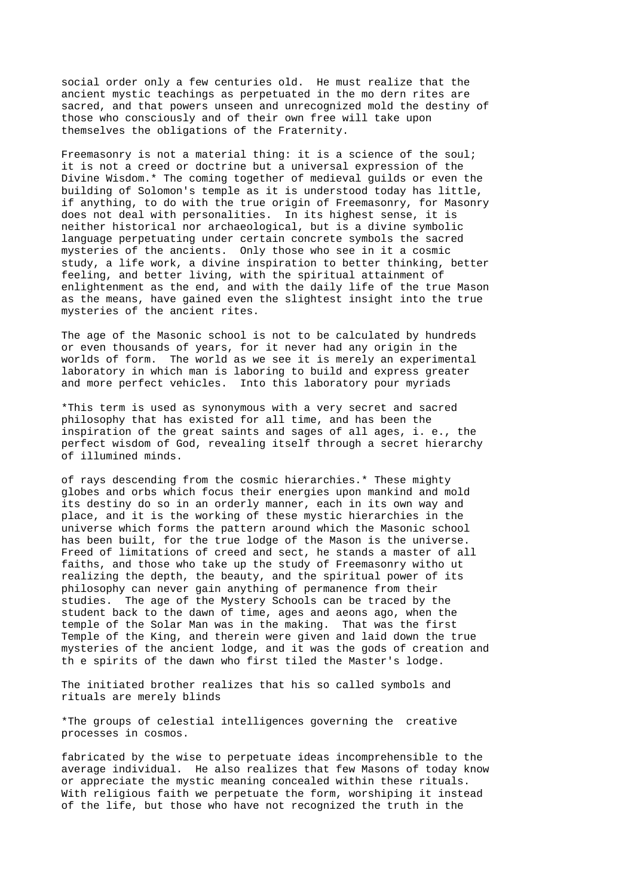social order only a few centuries old. He must realize that the ancient mystic teachings as perpetuated in the mo dern rites are sacred, and that powers unseen and unrecognized mold the destiny of those who consciously and of their own free will take upon themselves the obligations of the Fraternity.

Freemasonry is not a material thing: it is a science of the soul; it is not a creed or doctrine but a universal expression of the Divine Wisdom.* The coming together of medieval guilds or even the building of Solomon's temple as it is understood today has little, if anything, to do with the true origin of Freemasonry, for Masonry does not deal with personalities. In its highest sense, it is neither historical nor archaeological, but is a divine symbolic language perpetuating under certain concrete symbols the sacred mysteries of the ancients. Only those who see in it a cosmic study, a life work, a divine inspiration to better thinking, better feeling, and better living, with the spiritual attainment of enlightenment as the end, and with the daily life of the true Mason as the means, have gained even the slightest insight into the true mysteries of the ancient rites.

The age of the Masonic school is not to be calculated by hundreds or even thousands of years, for it never had any origin in the worlds of form. The world as we see it is merely an experimental laboratory in which man is laboring to build and express greater and more perfect vehicles. Into this laboratory pour myriads

*This term is used as synonymous with a very secret and sacred philosophy that has existed for all time, and has been the inspiration of the great saints and sages of all ages, i. e., the perfect wisdom of God, revealing itself through a secret hierarchy of illumined minds.

of rays descending from the cosmic hierarchies.* These mighty globes and orbs which focus their energies upon mankind and mold its destiny do so in an orderly manner, each in its own way and place, and it is the working of these mystic hierarchies in the universe which forms the pattern around which the Masonic school has been built, for the true lodge of the Mason is the universe. Freed of limitations of creed and sect, he stands a master of all faiths, and those who take up the study of Freemasonry witho ut realizing the depth, the beauty, and the spiritual power of its philosophy can never gain anything of permanence from their studies. The age of the Mystery Schools can be traced by the student back to the dawn of time, ages and aeons ago, when the temple of the Solar Man was in the making. That was the first Temple of the King, and therein were given and laid down the true mysteries of the ancient lodge, and it was the gods of creation and th e spirits of the dawn who first tiled the Master's lodge.

The initiated brother realizes that his so called symbols and rituals are merely blinds

*The groups of celestial intelligences governing the creative processes in cosmos.

fabricated by the wise to perpetuate ideas incomprehensible to the average individual. He also realizes that few Masons of today know or appreciate the mystic meaning concealed within these rituals. With religious faith we perpetuate the form, worshiping it instead of the life, but those who have not recognized the truth in the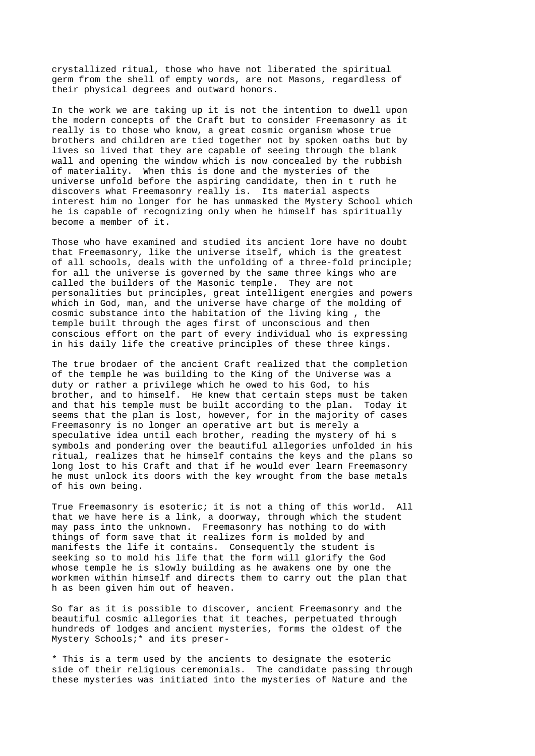crystallized ritual, those who have not liberated the spiritual germ from the shell of empty words, are not Masons, regardless of their physical degrees and outward honors.

In the work we are taking up it is not the intention to dwell upon the modern concepts of the Craft but to consider Freemasonry as it really is to those who know, a great cosmic organism whose true brothers and children are tied together not by spoken oaths but by lives so lived that they are capable of seeing through the blank wall and opening the window which is now concealed by the rubbish of materiality. When this is done and the mysteries of the universe unfold before the aspiring candidate, then in t ruth he discovers what Freemasonry really is. Its material aspects interest him no longer for he has unmasked the Mystery School which he is capable of recognizing only when he himself has spiritually become a member of it.

Those who have examined and studied its ancient lore have no doubt that Freemasonry, like the universe itself, which is the greatest of all schools, deals with the unfolding of a three-fold principle; for all the universe is governed by the same three kings who are called the builders of the Masonic temple. They are not personalities but principles, great intelligent energies and powers which in God, man, and the universe have charge of the molding of cosmic substance into the habitation of the living king , the temple built through the ages first of unconscious and then conscious effort on the part of every individual who is expressing in his daily life the creative principles of these three kings.

The true brodaer of the ancient Craft realized that the completion of the temple he was building to the King of the Universe was a duty or rather a privilege which he owed to his God, to his brother, and to himself. He knew that certain steps must be taken and that his temple must be built according to the plan. Today it seems that the plan is lost, however, for in the majority of cases Freemasonry is no longer an operative art but is merely a speculative idea until each brother, reading the mystery of hi s symbols and pondering over the beautiful allegories unfolded in his ritual, realizes that he himself contains the keys and the plans so long lost to his Craft and that if he would ever learn Freemasonry he must unlock its doors with the key wrought from the base metals of his own being.

True Freemasonry is esoteric; it is not a thing of this world. All that we have here is a link, a doorway, through which the student may pass into the unknown. Freemasonry has nothing to do with things of form save that it realizes form is molded by and manifests the life it contains. Consequently the student is seeking so to mold his life that the form will glorify the God whose temple he is slowly building as he awakens one by one the workmen within himself and directs them to carry out the plan that h as been given him out of heaven.

So far as it is possible to discover, ancient Freemasonry and the beautiful cosmic allegories that it teaches, perpetuated through hundreds of lodges and ancient mysteries, forms the oldest of the Mystery Schools;* and its preser-

* This is a term used by the ancients to designate the esoteric side of their religious ceremonials. The candidate passing through these mysteries was initiated into the mysteries of Nature and the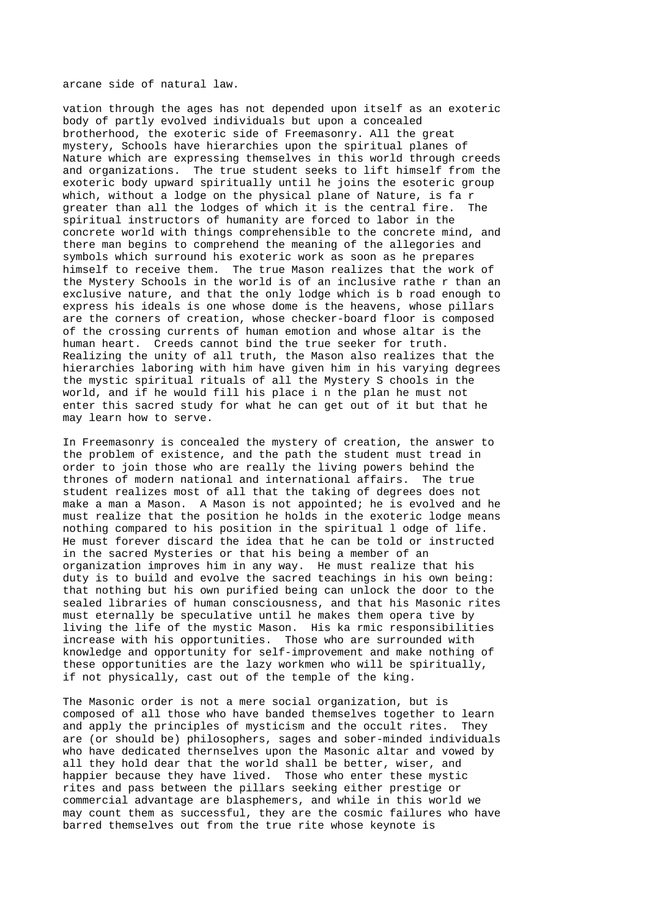arcane side of natural law.

vation through the ages has not depended upon itself as an exoteric body of partly evolved individuals but upon a concealed brotherhood, the exoteric side of Freemasonry. All the great mystery, Schools have hierarchies upon the spiritual planes of Nature which are expressing themselves in this world through creeds and organizations. The true student seeks to lift himself from the exoteric body upward spiritually until he joins the esoteric group which, without a lodge on the physical plane of Nature, is fa r greater than all the lodges of which it is the central fire. The spiritual instructors of humanity are forced to labor in the concrete world with things comprehensible to the concrete mind, and there man begins to comprehend the meaning of the allegories and symbols which surround his exoteric work as soon as he prepares himself to receive them. The true Mason realizes that the work of the Mystery Schools in the world is of an inclusive rathe r than an exclusive nature, and that the only lodge which is b road enough to express his ideals is one whose dome is the heavens, whose pillars are the corners of creation, whose checker-board floor is composed of the crossing currents of human emotion and whose altar is the human heart. Creeds cannot bind the true seeker for truth. Realizing the unity of all truth, the Mason also realizes that the hierarchies laboring with him have given him in his varying degrees the mystic spiritual rituals of all the Mystery S chools in the world, and if he would fill his place i n the plan he must not enter this sacred study for what he can get out of it but that he may learn how to serve.

In Freemasonry is concealed the mystery of creation, the answer to the problem of existence, and the path the student must tread in order to join those who are really the living powers behind the thrones of modern national and international affairs. The true student realizes most of all that the taking of degrees does not make a man a Mason. A Mason is not appointed; he is evolved and he must realize that the position he holds in the exoteric lodge means nothing compared to his position in the spiritual l odge of life. He must forever discard the idea that he can be told or instructed in the sacred Mysteries or that his being a member of an organization improves him in any way. He must realize that his duty is to build and evolve the sacred teachings in his own being: that nothing but his own purified being can unlock the door to the sealed libraries of human consciousness, and that his Masonic rites must eternally be speculative until he makes them opera tive by living the life of the mystic Mason. His ka rmic responsibilities increase with his opportunities. Those who are surrounded with knowledge and opportunity for self-improvement and make nothing of these opportunities are the lazy workmen who will be spiritually, if not physically, cast out of the temple of the king.

The Masonic order is not a mere social organization, but is composed of all those who have banded themselves together to learn and apply the principles of mysticism and the occult rites. They are (or should be) philosophers, sages and sober-minded individuals who have dedicated thernselves upon the Masonic altar and vowed by all they hold dear that the world shall be better, wiser, and happier because they have lived. Those who enter these mystic rites and pass between the pillars seeking either prestige or commercial advantage are blasphemers, and while in this world we may count them as successful, they are the cosmic failures who have barred themselves out from the true rite whose keynote is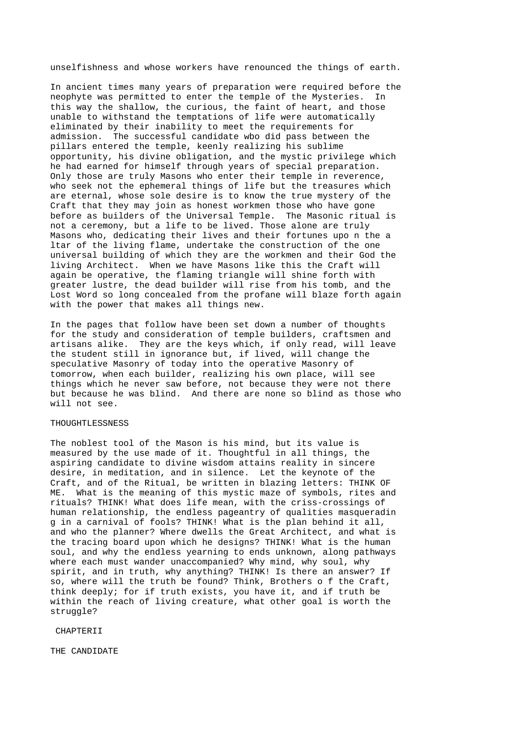unselfishness and whose workers have renounced the things of earth.

In ancient times many years of preparation were required before the neophyte was permitted to enter the temple of the Mysteries. In this way the shallow, the curious, the faint of heart, and those unable to withstand the temptations of life were automatically eliminated by their inability to meet the requirements for admission. The successful candidate wbo did pass between the pillars entered the temple, keenly realizing his sublime opportunity, his divine obligation, and the mystic privilege which he had earned for himself through years of special preparation. Only those are truly Masons who enter their temple in reverence, who seek not the ephemeral things of life but the treasures which are eternal, whose sole desire is to know the true mystery of the Craft that they may join as honest workmen those who have gone before as builders of the Universal Temple. The Masonic ritual is not a ceremony, but a life to be lived. Those alone are truly Masons who, dedicating their lives and their fortunes upo n the a ltar of the living flame, undertake the construction of the one universal building of which they are the workmen and their God the living Architect. When we have Masons like this the Craft will again be operative, the flaming triangle will shine forth with greater lustre, the dead builder will rise from his tomb, and the Lost Word so long concealed from the profane will blaze forth again with the power that makes all things new.

In the pages that follow have been set down a number of thoughts for the study and consideration of temple builders, craftsmen and artisans alike. They are the keys which, if only read, will leave the student still in ignorance but, if lived, will change the speculative Masonry of today into the operative Masonry of tomorrow, when each builder, realizing his own place, will see things which he never saw before, not because they were not there but because he was blind. And there are none so blind as those who will not see.

THOUGHTLESSNESS

The noblest tool of the Mason is his mind, but its value is measured by the use made of it. Thoughtful in all things, the aspiring candidate to divine wisdom attains reality in sincere desire, in meditation, and in silence. Let the keynote of the Craft, and of the Ritual, be written in blazing letters: THINK OF ME. What is the meaning of this mystic maze of symbols, rites and rituals? THINK! What does life mean, with the criss-crossings of human relationship, the endless pageantry of qualities masqueradin g in a carnival of fools? THINK! What is the plan behind it all, and who the planner? Where dwells the Great Architect, and what is the tracing board upon which he designs? THINK! What is the human soul, and why the endless yearning to ends unknown, along pathways where each must wander unaccompanied? Why mind, why soul, why spirit, and in truth, why anything? THINK! Is there an answer? If so, where will the truth be found? Think, Brothers o f the Craft, think deeply; for if truth exists, you have it, and if truth be within the reach of living creature, what other goal is worth the struggle?

## CHAPTERII

## THE CANDIDATE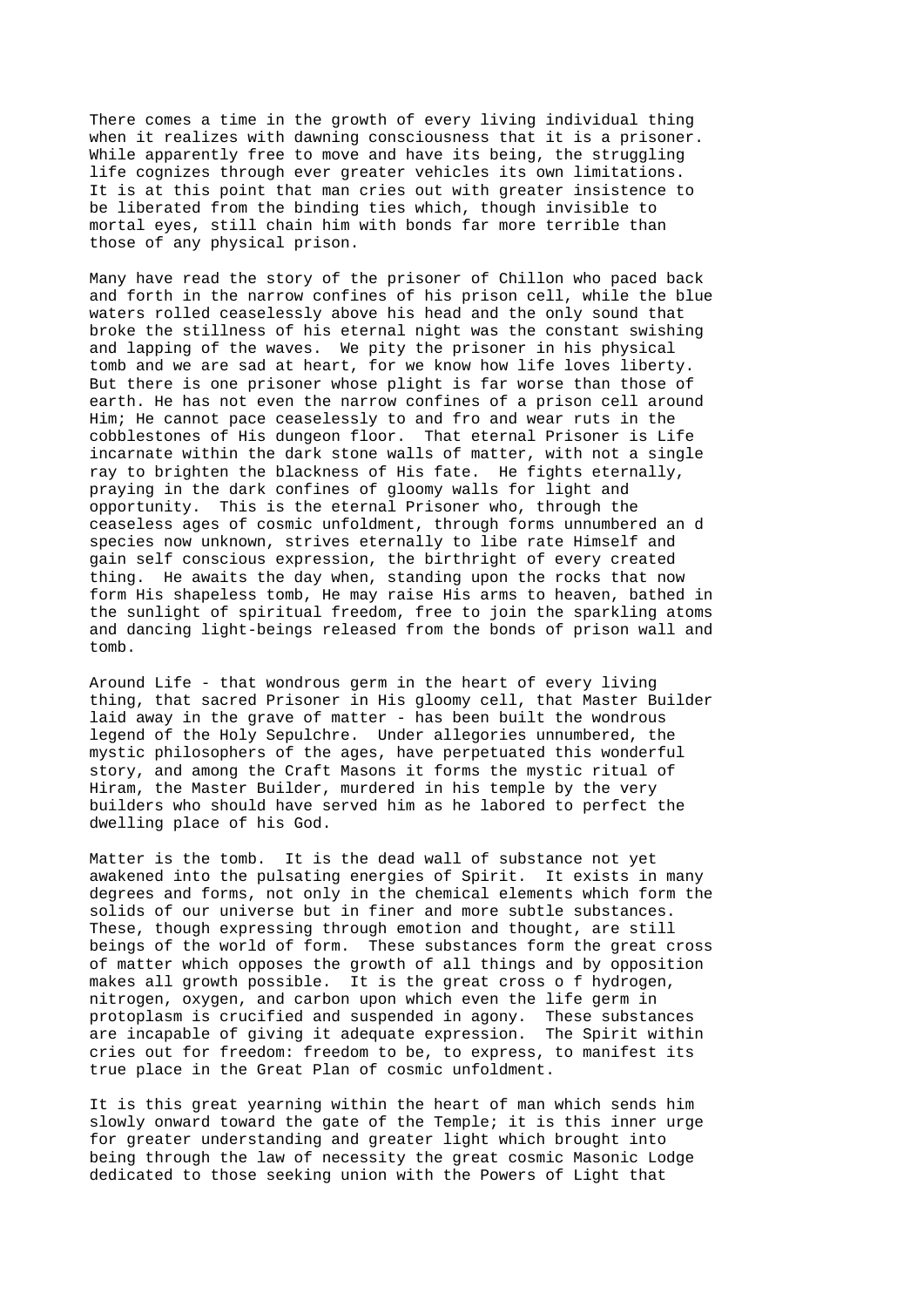There comes a time in the growth of every living individual thing when it realizes with dawning consciousness that it is a prisoner. While apparently free to move and have its being, the struggling life cognizes through ever greater vehicles its own limitations. It is at this point that man cries out with greater insistence to be liberated from the binding ties which, though invisible to mortal eyes, still chain him with bonds far more terrible than those of any physical prison.

Many have read the story of the prisoner of Chillon who paced back and forth in the narrow confines of his prison cell, while the blue waters rolled ceaselessly above his head and the only sound that broke the stillness of his eternal night was the constant swishing and lapping of the waves. We pity the prisoner in his physical tomb and we are sad at heart, for we know how life loves liberty. But there is one prisoner whose plight is far worse than those of earth. He has not even the narrow confines of a prison cell around Him; He cannot pace ceaselessly to and fro and wear ruts in the cobblestones of His dungeon floor. That eternal Prisoner is Life incarnate within the dark stone walls of matter, with not a single ray to brighten the blackness of His fate. He fights eternally, praying in the dark confines of gloomy walls for light and opportunity. This is the eternal Prisoner who, through the ceaseless ages of cosmic unfoldment, through forms unnumbered an d species now unknown, strives eternally to libe rate Himself and gain self conscious expression, the birthright of every created thing. He awaits the day when, standing upon the rocks that now form His shapeless tomb, He may raise His arms to heaven, bathed in the sunlight of spiritual freedom, free to join the sparkling atoms and dancing light-beings released from the bonds of prison wall and tomb.

Around Life - that wondrous germ in the heart of every living thing, that sacred Prisoner in His gloomy cell, that Master Builder laid away in the grave of matter - has been built the wondrous legend of the Holy Sepulchre. Under allegories unnumbered, the mystic philosophers of the ages, have perpetuated this wonderful story, and among the Craft Masons it forms the mystic ritual of Hiram, the Master Builder, murdered in his temple by the very builders who should have served him as he labored to perfect the dwelling place of his God.

Matter is the tomb. It is the dead wall of substance not yet awakened into the pulsating energies of Spirit. It exists in many degrees and forms, not only in the chemical elements which form the solids of our universe but in finer and more subtle substances. These, though expressing through emotion and thought, are still beings of the world of form. These substances form the great cross of matter which opposes the growth of all things and by opposition makes all growth possible. It is the great cross o f hydrogen, nitrogen, oxygen, and carbon upon which even the life germ in protoplasm is crucified and suspended in agony. These substances are incapable of giving it adequate expression. The Spirit within cries out for freedom: freedom to be, to express, to manifest its true place in the Great Plan of cosmic unfoldment.

It is this great yearning within the heart of man which sends him slowly onward toward the gate of the Temple; it is this inner urge for greater understanding and greater light which brought into being through the law of necessity the great cosmic Masonic Lodge dedicated to those seeking union with the Powers of Light that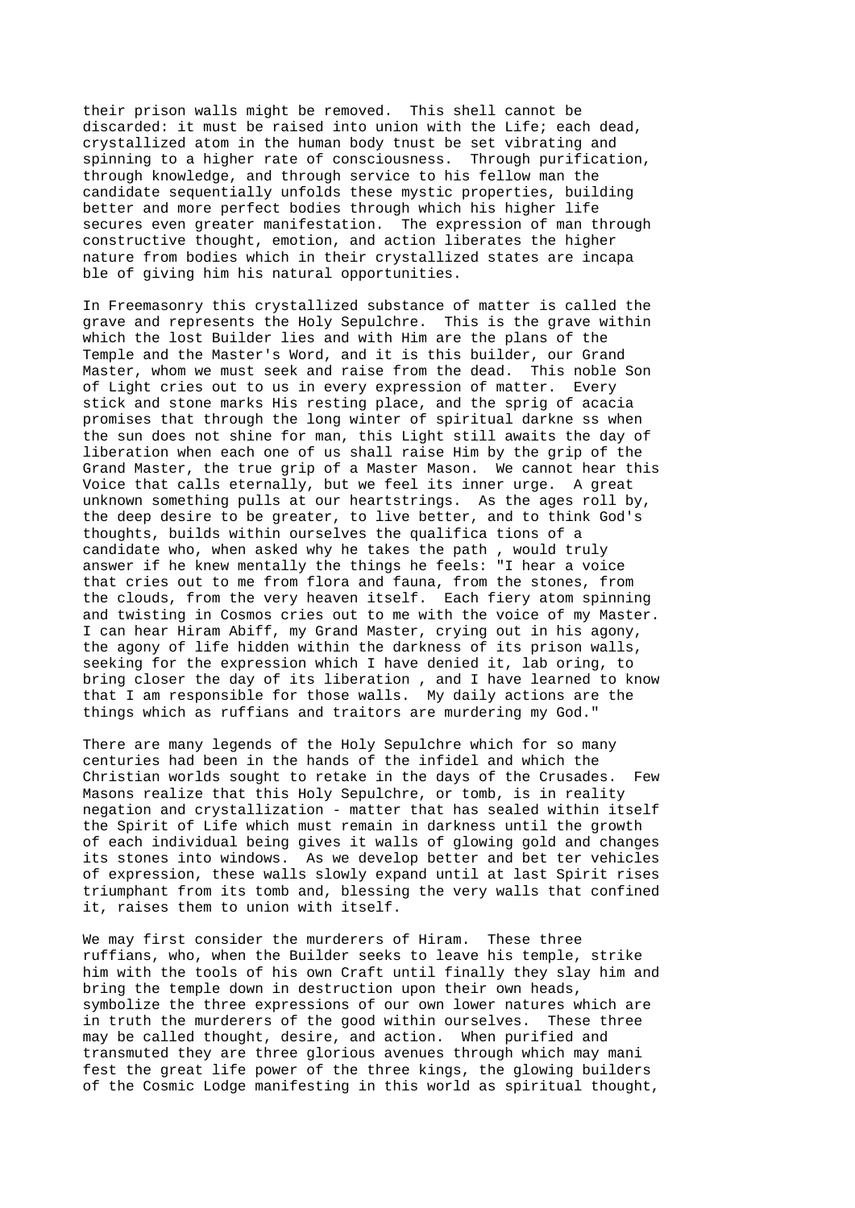their prison walls might be removed. This shell cannot be discarded: it must be raised into union with the Life; each dead, crystallized atom in the human body tnust be set vibrating and spinning to a higher rate of consciousness. Through purification, through knowledge, and through service to his fellow man the candidate sequentially unfolds these mystic properties, building better and more perfect bodies through which his higher life secures even greater manifestation. The expression of man through constructive thought, emotion, and action liberates the higher nature from bodies which in their crystallized states are incapa ble of giving him his natural opportunities.

In Freemasonry this crystallized substance of matter is called the grave and represents the Holy Sepulchre. This is the grave within which the lost Builder lies and with Him are the plans of the Temple and the Master's Word, and it is this builder, our Grand Master, whom we must seek and raise from the dead. This noble Son of Light cries out to us in every expression of matter. Every stick and stone marks His resting place, and the sprig of acacia promises that through the long winter of spiritual darkne ss when the sun does not shine for man, this Light still awaits the day of liberation when each one of us shall raise Him by the grip of the Grand Master, the true grip of a Master Mason. We cannot hear this Voice that calls eternally, but we feel its inner urge. A great unknown something pulls at our heartstrings. As the ages roll by, the deep desire to be greater, to live better, and to think God's thoughts, builds within ourselves the qualifica tions of a candidate who, when asked why he takes the path , would truly answer if he knew mentally the things he feels: "I hear a voice that cries out to me from flora and fauna, from the stones, from the clouds, from the very heaven itself. Each fiery atom spinning and twisting in Cosmos cries out to me with the voice of my Master. I can hear Hiram Abiff, my Grand Master, crying out in his agony, the agony of life hidden within the darkness of its prison walls, seeking for the expression which I have denied it, lab oring, to bring closer the day of its liberation , and I have learned to know that I am responsible for those walls. My daily actions are the things which as ruffians and traitors are murdering my God."

There are many legends of the Holy Sepulchre which for so many centuries had been in the hands of the infidel and which the Christian worlds sought to retake in the days of the Crusades. Few Masons realize that this Holy Sepulchre, or tomb, is in reality negation and crystallization - matter that has sealed within itself the Spirit of Life which must remain in darkness until the growth of each individual being gives it walls of glowing gold and changes its stones into windows. As we develop better and bet ter vehicles of expression, these walls slowly expand until at last Spirit rises triumphant from its tomb and, blessing the very walls that confined it, raises them to union with itself.

We may first consider the murderers of Hiram. These three ruffians, who, when the Builder seeks to leave his temple, strike him with the tools of his own Craft until finally they slay him and bring the temple down in destruction upon their own heads, symbolize the three expressions of our own lower natures which are in truth the murderers of the good within ourselves. These three may be called thought, desire, and action. When purified and transmuted they are three glorious avenues through which may mani fest the great life power of the three kings, the glowing builders of the Cosmic Lodge manifesting in this world as spiritual thought,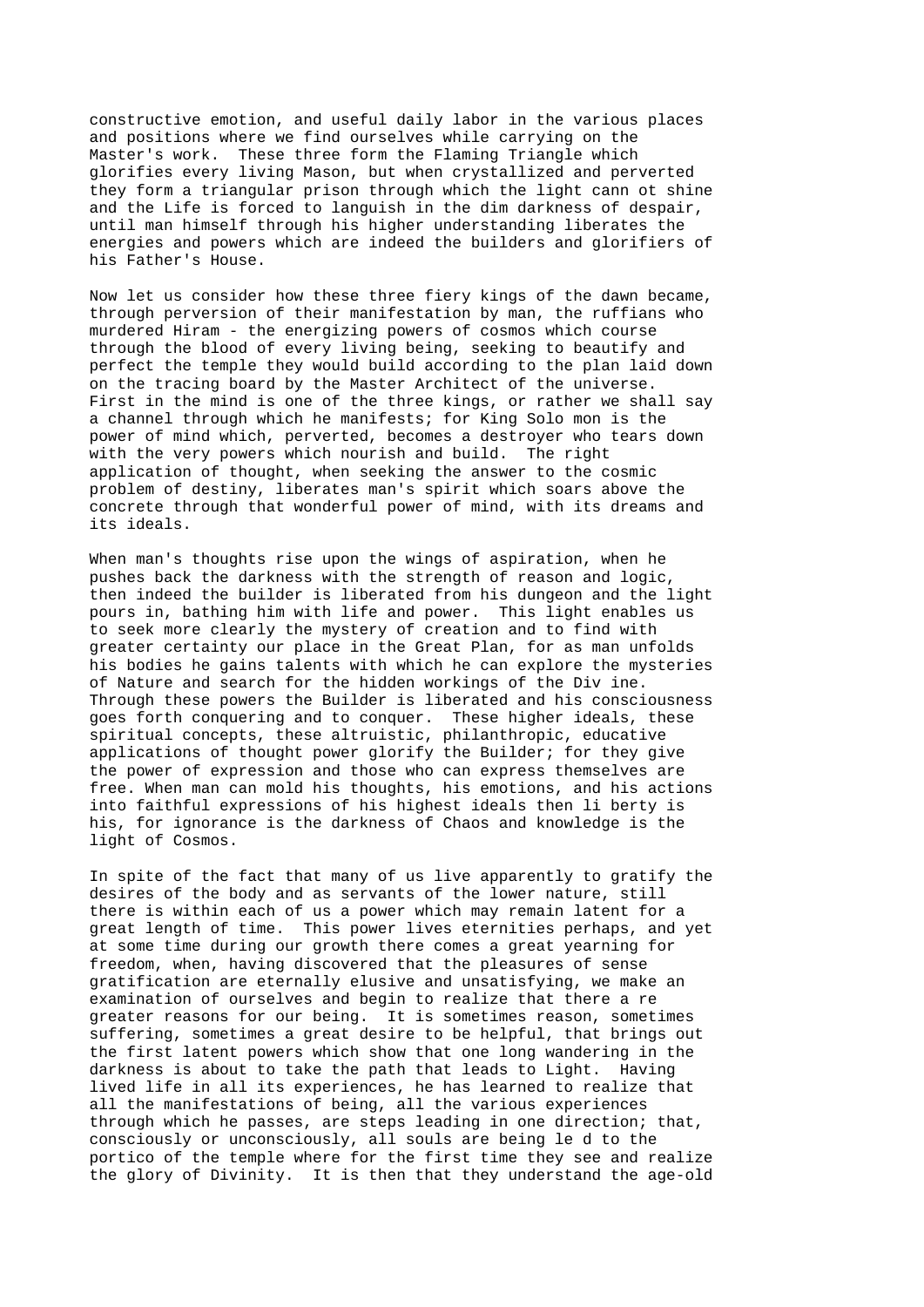constructive emotion, and useful daily labor in the various places and positions where we find ourselves while carrying on the Master's work. These three form the Flaming Triangle which glorifies every living Mason, but when crystallized and perverted they form a triangular prison through which the light cann ot shine and the Life is forced to languish in the dim darkness of despair, until man himself through his higher understanding liberates the energies and powers which are indeed the builders and glorifiers of his Father's House.

Now let us consider how these three fiery kings of the dawn became, through perversion of their manifestation by man, the ruffians who murdered Hiram - the energizing powers of cosmos which course through the blood of every living being, seeking to beautify and perfect the temple they would build according to the plan laid down on the tracing board by the Master Architect of the universe. First in the mind is one of the three kings, or rather we shall say a channel through which he manifests; for King Solo mon is the power of mind which, perverted, becomes a destroyer who tears down with the very powers which nourish and build. The right application of thought, when seeking the answer to the cosmic problem of destiny, liberates man's spirit which soars above the concrete through that wonderful power of mind, with its dreams and its ideals.

When man's thoughts rise upon the wings of aspiration, when he pushes back the darkness with the strength of reason and logic, then indeed the builder is liberated from his dungeon and the light pours in, bathing him with life and power. This light enables us to seek more clearly the mystery of creation and to find with greater certainty our place in the Great Plan, for as man unfolds his bodies he gains talents with which he can explore the mysteries of Nature and search for the hidden workings of the Div ine. Through these powers the Builder is liberated and his consciousness goes forth conquering and to conquer. These higher ideals, these spiritual concepts, these altruistic, philanthropic, educative applications of thought power glorify the Builder; for they give the power of expression and those who can express themselves are free. When man can mold his thoughts, his emotions, and his actions into faithful expressions of his highest ideals then li berty is his, for ignorance is the darkness of Chaos and knowledge is the light of Cosmos.

In spite of the fact that many of us live apparently to gratify the desires of the body and as servants of the lower nature, still there is within each of us a power which may remain latent for a great length of time. This power lives eternities perhaps, and yet at some time during our growth there comes a great yearning for freedom, when, having discovered that the pleasures of sense gratification are eternally elusive and unsatisfying, we make an examination of ourselves and begin to realize that there a re greater reasons for our being. It is sometimes reason, sometimes suffering, sometimes a great desire to be helpful, that brings out the first latent powers which show that one long wandering in the darkness is about to take the path that leads to Light. Having lived life in all its experiences, he has learned to realize that all the manifestations of being, all the various experiences through which he passes, are steps leading in one direction; that, consciously or unconsciously, all souls are being le d to the portico of the temple where for the first time they see and realize the glory of Divinity. It is then that they understand the age-old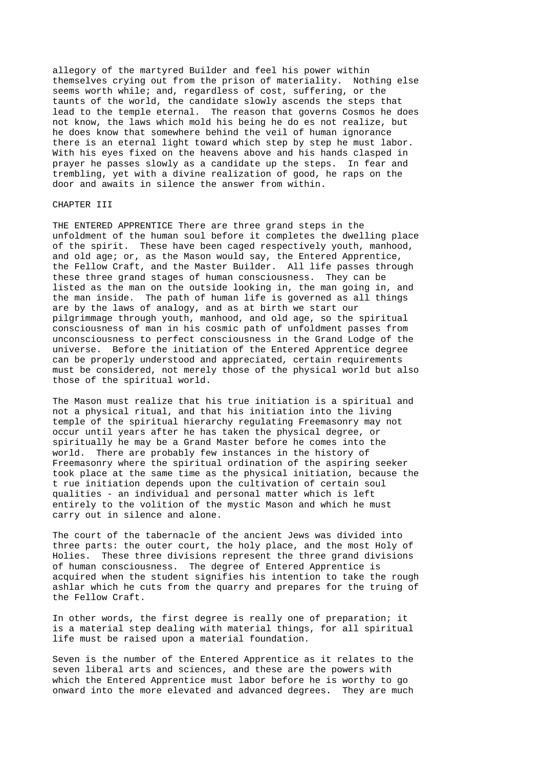allegory of the martyred Builder and feel his power within themselves crying out from the prison of materiality. Nothing else seems worth while; and, regardless of cost, suffering, or the taunts of the world, the candidate slowly ascends the steps that lead to the temple eternal. The reason that governs Cosmos he does not know, the laws which mold his being he do es not realize, but he does know that somewhere behind the veil of human ignorance there is an eternal light toward which step by step he must labor. With his eyes fixed on the heavens above and his hands clasped in prayer he passes slowly as a candidate up the steps. In fear and trembling, yet with a divine realization of good, he raps on the door and awaits in silence the answer from within.

## CHAPTER III

THE ENTERED APPRENTICE There are three grand steps in the unfoldment of the human soul before it completes the dwelling place of the spirit. These have been caged respectively youth, manhood, and old age; or, as the Mason would say, the Entered Apprentice, the Fellow Craft, and the Master Builder. All life passes through these three grand stages of human consciousness. They can be listed as the man on the outside looking in, the man going in, and the man inside. The path of human life is governed as all things are by the laws of analogy, and as at birth we start our pilgrimmage through youth, manhood, and old age, so the spiritual consciousness of man in his cosmic path of unfoldment passes from unconsciousness to perfect consciousness in the Grand Lodge of the universe. Before the initiation of the Entered Apprentice degree can be properly understood and appreciated, certain requirements must be considered, not merely those of the physical world but also those of the spiritual world.

The Mason must realize that his true initiation is a spiritual and not a physical ritual, and that his initiation into the living temple of the spiritual hierarchy regulating Freemasonry may not occur until years after he has taken the physical degree, or spiritually he may be a Grand Master before he comes into the world. There are probably few instances in the history of Freemasonry where the spiritual ordination of the aspiring seeker took place at the same time as the physical initiation, because the t rue initiation depends upon the cultivation of certain soul qualities - an individual and personal matter which is left entirely to the volition of the mystic Mason and which he must carry out in silence and alone.

The court of the tabernacle of the ancient Jews was divided into three parts: the outer court, the holy place, and the most Holy of Holies. These three divisions represent the three grand divisions of human consciousness. The degree of Entered Apprentice is acquired when the student signifies his intention to take the rough ashlar which he cuts from the quarry and prepares for the truing of the Fellow Craft.

In other words, the first degree is really one of preparation; it is a material step dealing with material things, for all spiritual life must be raised upon a material foundation.

Seven is the number of the Entered Apprentice as it relates to the seven liberal arts and sciences, and these are the powers with which the Entered Apprentice must labor before he is worthy to go onward into the more elevated and advanced degrees. They are much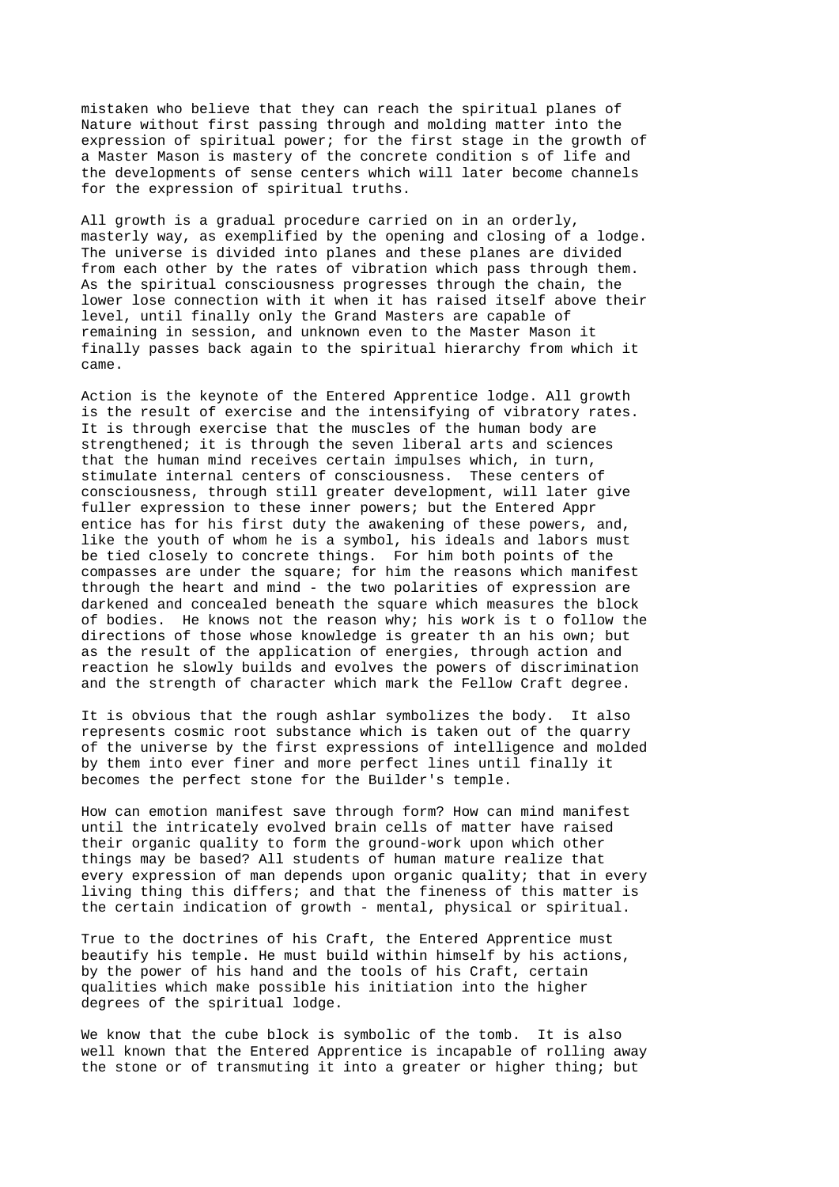mistaken who believe that they can reach the spiritual planes of Nature without first passing through and molding matter into the expression of spiritual power; for the first stage in the growth of a Master Mason is mastery of the concrete condition s of life and the developments of sense centers which will later become channels for the expression of spiritual truths.

All growth is a gradual procedure carried on in an orderly, masterly way, as exemplified by the opening and closing of a lodge. The universe is divided into planes and these planes are divided from each other by the rates of vibration which pass through them. As the spiritual consciousness progresses through the chain, the lower lose connection with it when it has raised itself above their level, until finally only the Grand Masters are capable of remaining in session, and unknown even to the Master Mason it finally passes back again to the spiritual hierarchy from which it came.

Action is the keynote of the Entered Apprentice lodge. All growth is the result of exercise and the intensifying of vibratory rates. It is through exercise that the muscles of the human body are strengthened; it is through the seven liberal arts and sciences that the human mind receives certain impulses which, in turn, stimulate internal centers of consciousness. These centers of consciousness, through still greater development, will later give fuller expression to these inner powers; but the Entered Appr entice has for his first duty the awakening of these powers, and, like the youth of whom he is a symbol, his ideals and labors must be tied closely to concrete things. For him both points of the compasses are under the square; for him the reasons which manifest through the heart and mind - the two polarities of expression are darkened and concealed beneath the square which measures the block of bodies. He knows not the reason why; his work is t o follow the directions of those whose knowledge is greater th an his own; but as the result of the application of energies, through action and reaction he slowly builds and evolves the powers of discrimination and the strength of character which mark the Fellow Craft degree.

It is obvious that the rough ashlar symbolizes the body. It also represents cosmic root substance which is taken out of the quarry of the universe by the first expressions of intelligence and molded by them into ever finer and more perfect lines until finally it becomes the perfect stone for the Builder's temple.

How can emotion manifest save through form? How can mind manifest until the intricately evolved brain cells of matter have raised their organic quality to form the ground-work upon which other things may be based? All students of human mature realize that every expression of man depends upon organic quality; that in every living thing this differs; and that the fineness of this matter is the certain indication of growth - mental, physical or spiritual.

True to the doctrines of his Craft, the Entered Apprentice must beautify his temple. He must build within himself by his actions, by the power of his hand and the tools of his Craft, certain qualities which make possible his initiation into the higher degrees of the spiritual lodge.

We know that the cube block is symbolic of the tomb. It is also well known that the Entered Apprentice is incapable of rolling away the stone or of transmuting it into a greater or higher thing; but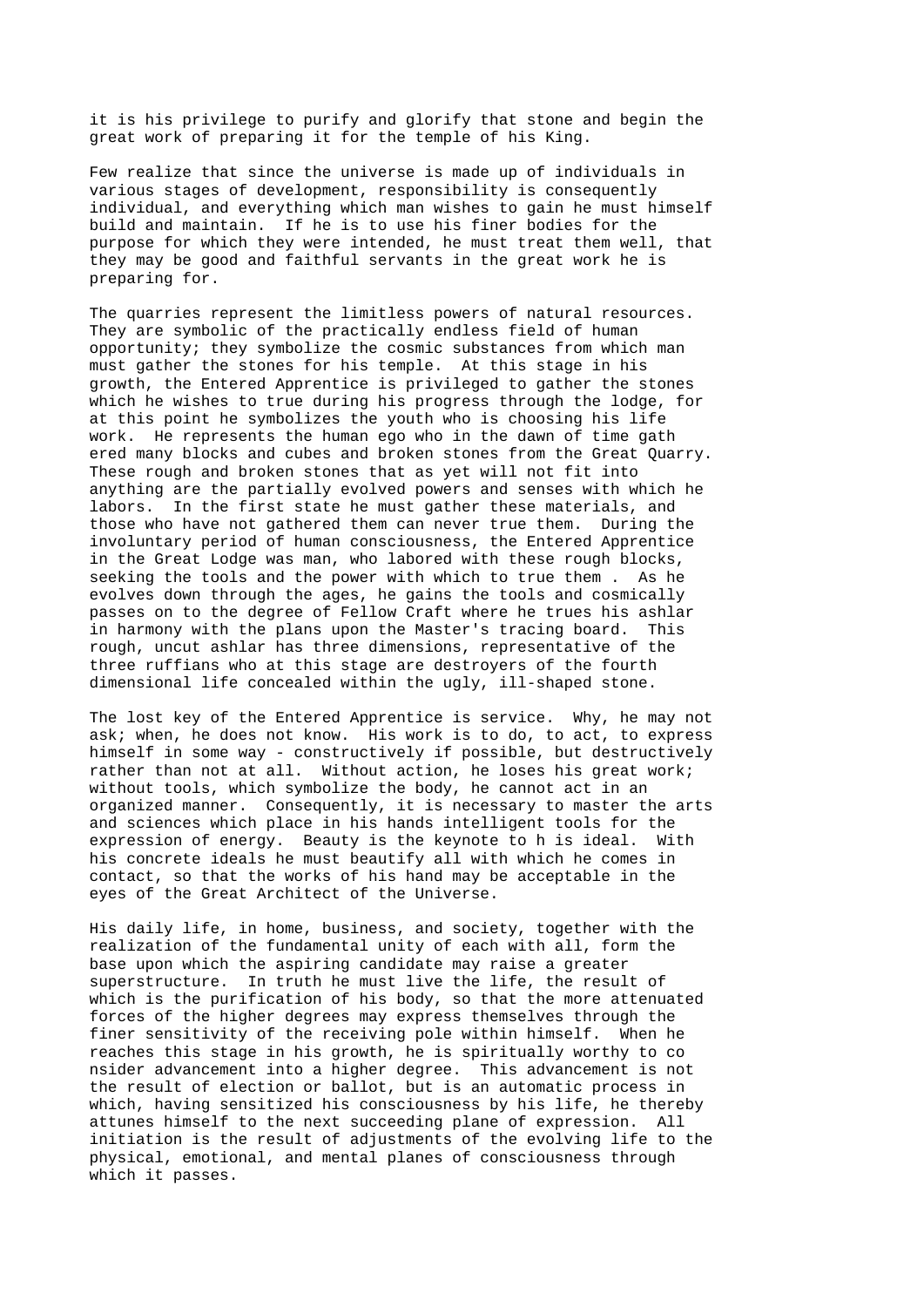it is his privilege to purify and glorify that stone and begin the great work of preparing it for the temple of his King.

Few realize that since the universe is made up of individuals in various stages of development, responsibility is consequently individual, and everything which man wishes to gain he must himself build and maintain. If he is to use his finer bodies for the purpose for which they were intended, he must treat them well, that they may be good and faithful servants in the great work he is preparing for.

The quarries represent the limitless powers of natural resources. They are symbolic of the practically endless field of human opportunity; they symbolize the cosmic substances from which man must gather the stones for his temple. At this stage in his growth, the Entered Apprentice is privileged to gather the stones which he wishes to true during his progress through the lodge, for at this point he symbolizes the youth who is choosing his life work. He represents the human ego who in the dawn of time gath ered many blocks and cubes and broken stones from the Great Quarry. These rough and broken stones that as yet will not fit into anything are the partially evolved powers and senses with which he labors. In the first state he must gather these materials, and those who have not gathered them can never true them. During the involuntary period of human consciousness, the Entered Apprentice in the Great Lodge was man, who labored with these rough blocks, seeking the tools and the power with which to true them . As he evolves down through the ages, he gains the tools and cosmically passes on to the degree of Fellow Craft where he trues his ashlar in harmony with the plans upon the Master's tracing board. This rough, uncut ashlar has three dimensions, representative of the three ruffians who at this stage are destroyers of the fourth dimensional life concealed within the ugly, ill-shaped stone.

The lost key of the Entered Apprentice is service. Why, he may not ask; when, he does not know. His work is to do, to act, to express himself in some way - constructively if possible, but destructively rather than not at all. Without action, he loses his great work; without tools, which symbolize the body, he cannot act in an organized manner. Consequently, it is necessary to master the arts and sciences which place in his hands intelligent tools for the expression of energy. Beauty is the keynote to h is ideal. With his concrete ideals he must beautify all with which he comes in contact, so that the works of his hand may be acceptable in the eyes of the Great Architect of the Universe.

His daily life, in home, business, and society, together with the realization of the fundamental unity of each with all, form the base upon which the aspiring candidate may raise a greater superstructure. In truth he must live the life, the result of which is the purification of his body, so that the more attenuated forces of the higher degrees may express themselves through the finer sensitivity of the receiving pole within himself. When he reaches this stage in his growth, he is spiritually worthy to co nsider advancement into a higher degree. This advancement is not the result of election or ballot, but is an automatic process in which, having sensitized his consciousness by his life, he thereby attunes himself to the next succeeding plane of expression. All initiation is the result of adjustments of the evolving life to the physical, emotional, and mental planes of consciousness through which it passes.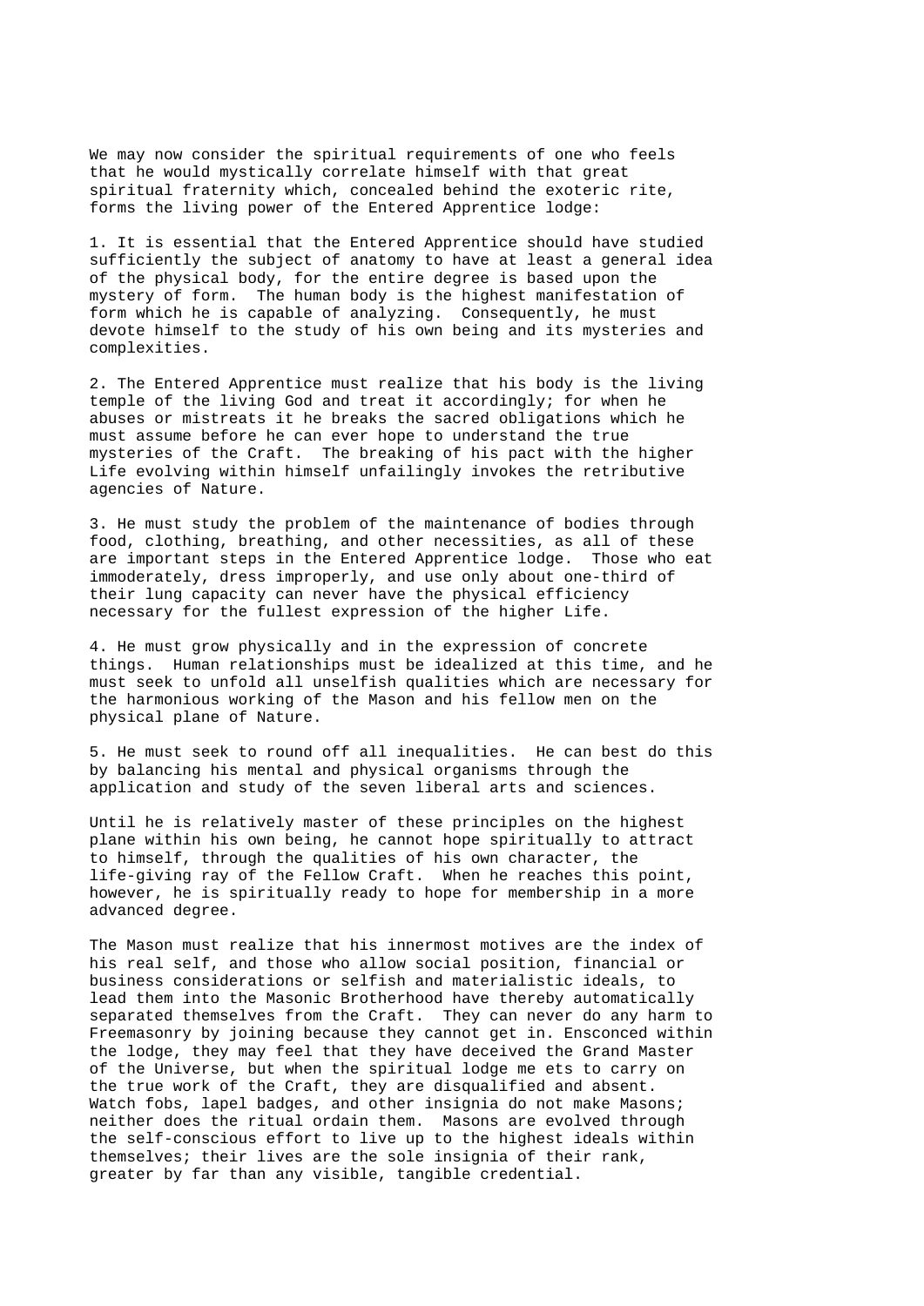We may now consider the spiritual requirements of one who feels that he would mystically correlate himself with that great spiritual fraternity which, concealed behind the exoteric rite, forms the living power of the Entered Apprentice lodge:

1. It is essential that the Entered Apprentice should have studied sufficiently the subject of anatomy to have at least a general idea of the physical body, for the entire degree is based upon the mystery of form. The human body is the highest manifestation of form which he is capable of analyzing. Consequently, he must devote himself to the study of his own being and its mysteries and complexities.

2. The Entered Apprentice must realize that his body is the living temple of the living God and treat it accordingly; for when he abuses or mistreats it he breaks the sacred obligations which he must assume before he can ever hope to understand the true mysteries of the Craft. The breaking of his pact with the higher Life evolving within himself unfailingly invokes the retributive agencies of Nature.

3. He must study the problem of the maintenance of bodies through food, clothing, breathing, and other necessities, as all of these are important steps in the Entered Apprentice lodge. Those who eat immoderately, dress improperly, and use only about one-third of their lung capacity can never have the physical efficiency necessary for the fullest expression of the higher Life.

4. He must grow physically and in the expression of concrete things. Human relationships must be idealized at this time, and he must seek to unfold all unselfish qualities which are necessary for the harmonious working of the Mason and his fellow men on the physical plane of Nature.

5. He must seek to round off all inequalities. He can best do this by balancing his mental and physical organisms through the application and study of the seven liberal arts and sciences.

Until he is relatively master of these principles on the highest plane within his own being, he cannot hope spiritually to attract to himself, through the qualities of his own character, the life-giving ray of the Fellow Craft. When he reaches this point, however, he is spiritually ready to hope for membership in a more advanced degree.

The Mason must realize that his innermost motives are the index of his real self, and those who allow social position, financial or business considerations or selfish and materialistic ideals, to lead them into the Masonic Brotherhood have thereby automatically separated themselves from the Craft. They can never do any harm to Freemasonry by joining because they cannot get in. Ensconced within the lodge, they may feel that they have deceived the Grand Master of the Universe, but when the spiritual lodge me ets to carry on the true work of the Craft, they are disqualified and absent. Watch fobs, lapel badges, and other insignia do not make Masons; neither does the ritual ordain them. Masons are evolved through the self-conscious effort to live up to the highest ideals within themselves; their lives are the sole insignia of their rank, greater by far than any visible, tangible credential.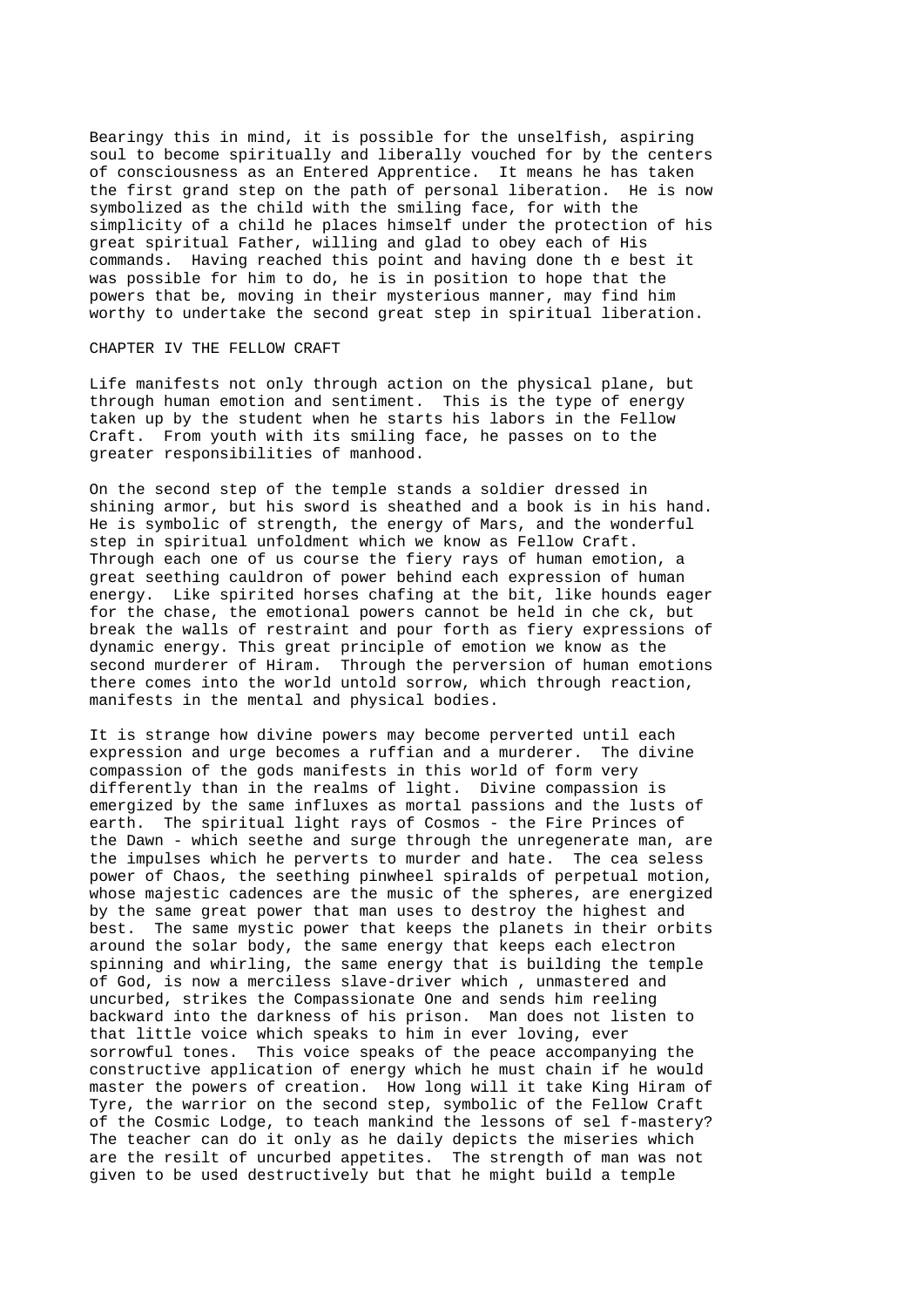Bearingy this in mind, it is possible for the unselfish, aspiring soul to become spiritually and liberally vouched for by the centers of consciousness as an Entered Apprentice. It means he has taken the first grand step on the path of personal liberation. He is now symbolized as the child with the smiling face, for with the simplicity of a child he places himself under the protection of his great spiritual Father, willing and glad to obey each of His commands. Having reached this point and having done th e best it was possible for him to do, he is in position to hope that the powers that be, moving in their mysterious manner, may find him worthy to undertake the second great step in spiritual liberation.

## CHAPTER IV THE FELLOW CRAFT

Life manifests not only through action on the physical plane, but through human emotion and sentiment. This is the type of energy taken up by the student when he starts his labors in the Fellow Craft. From youth with its smiling face, he passes on to the greater responsibilities of manhood.

On the second step of the temple stands a soldier dressed in shining armor, but his sword is sheathed and a book is in his hand. He is symbolic of strength, the energy of Mars, and the wonderful step in spiritual unfoldment which we know as Fellow Craft. Through each one of us course the fiery rays of human emotion, a great seething cauldron of power behind each expression of human energy. Like spirited horses chafing at the bit, like hounds eager for the chase, the emotional powers cannot be held in che ck, but break the walls of restraint and pour forth as fiery expressions of dynamic energy. This great principle of emotion we know as the second murderer of Hiram. Through the perversion of human emotions there comes into the world untold sorrow, which through reaction, manifests in the mental and physical bodies.

It is strange how divine powers may become perverted until each expression and urge becomes a ruffian and a murderer. The divine compassion of the gods manifests in this world of form very differently than in the realms of light. Divine compassion is emergized by the same influxes as mortal passions and the lusts of earth. The spiritual light rays of Cosmos - the Fire Princes of the Dawn - which seethe and surge through the unregenerate man, are the impulses which he perverts to murder and hate. The cea seless power of Chaos, the seething pinwheel spiralds of perpetual motion, whose majestic cadences are the music of the spheres, are energized by the same great power that man uses to destroy the highest and best. The same mystic power that keeps the planets in their orbits around the solar body, the same energy that keeps each electron spinning and whirling, the same energy that is building the temple of God, is now a merciless slave-driver which , unmastered and uncurbed, strikes the Compassionate One and sends him reeling backward into the darkness of his prison. Man does not listen to that little voice which speaks to him in ever loving, ever sorrowful tones. This voice speaks of the peace accompanying the constructive application of energy which he must chain if he would master the powers of creation. How long will it take King Hiram of Tyre, the warrior on the second step, symbolic of the Fellow Craft of the Cosmic Lodge, to teach mankind the lessons of sel f-mastery? The teacher can do it only as he daily depicts the miseries which are the resilt of uncurbed appetites. The strength of man was not given to be used destructively but that he might build a temple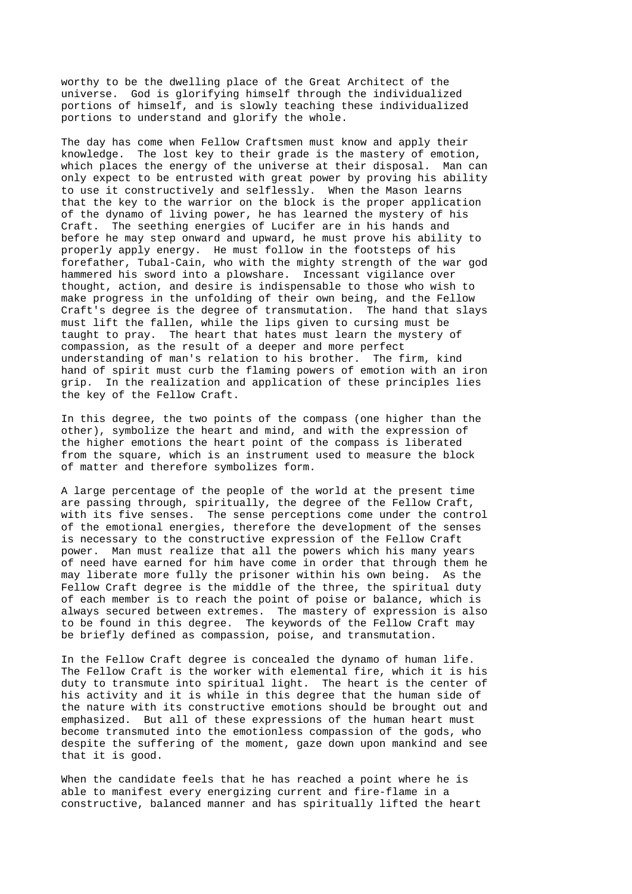worthy to be the dwelling place of the Great Architect of the universe. God is glorifying himself through the individualized portions of himself, and is slowly teaching these individualized portions to understand and glorify the whole.

The day has come when Fellow Craftsmen must know and apply their knowledge. The lost key to their grade is the mastery of emotion, which places the energy of the universe at their disposal. Man can only expect to be entrusted with great power by proving his ability to use it constructively and selflessly. When the Mason learns that the key to the warrior on the block is the proper application of the dynamo of living power, he has learned the mystery of his Craft. The seething energies of Lucifer are in his hands and before he may step onward and upward, he must prove his ability to properly apply energy. He must follow in the footsteps of his forefather, Tubal-Cain, who with the mighty strength of the war god hammered his sword into a plowshare. Incessant vigilance over thought, action, and desire is indispensable to those who wish to make progress in the unfolding of their own being, and the Fellow Craft's degree is the degree of transmutation. The hand that slays must lift the fallen, while the lips given to cursing must be taught to pray. The heart that hates must learn the mystery of compassion, as the result of a deeper and more perfect understanding of man's relation to his brother. The firm, kind hand of spirit must curb the flaming powers of emotion with an iron grip. In the realization and application of these principles lies the key of the Fellow Craft.

In this degree, the two points of the compass (one higher than the other), symbolize the heart and mind, and with the expression of the higher emotions the heart point of the compass is liberated from the square, which is an instrument used to measure the block of matter and therefore symbolizes form.

A large percentage of the people of the world at the present time are passing through, spiritually, the degree of the Fellow Craft, with its five senses. The sense perceptions come under the control of the emotional energies, therefore the development of the senses is necessary to the constructive expression of the Fellow Craft power. Man must realize that all the powers which his many years of need have earned for him have come in order that through them he may liberate more fully the prisoner within his own being. As the Fellow Craft degree is the middle of the three, the spiritual duty of each member is to reach the point of poise or balance, which is always secured between extremes. The mastery of expression is also to be found in this degree. The keywords of the Fellow Craft may be briefly defined as compassion, poise, and transmutation.

In the Fellow Craft degree is concealed the dynamo of human life. The Fellow Craft is the worker with elemental fire, which it is his duty to transmute into spiritual light. The heart is the center of his activity and it is while in this degree that the human side of the nature with its constructive emotions should be brought out and emphasized. But all of these expressions of the human heart must become transmuted into the emotionless compassion of the gods, who despite the suffering of the moment, gaze down upon mankind and see that it is good.

When the candidate feels that he has reached a point where he is able to manifest every energizing current and fire-flame in a constructive, balanced manner and has spiritually lifted the heart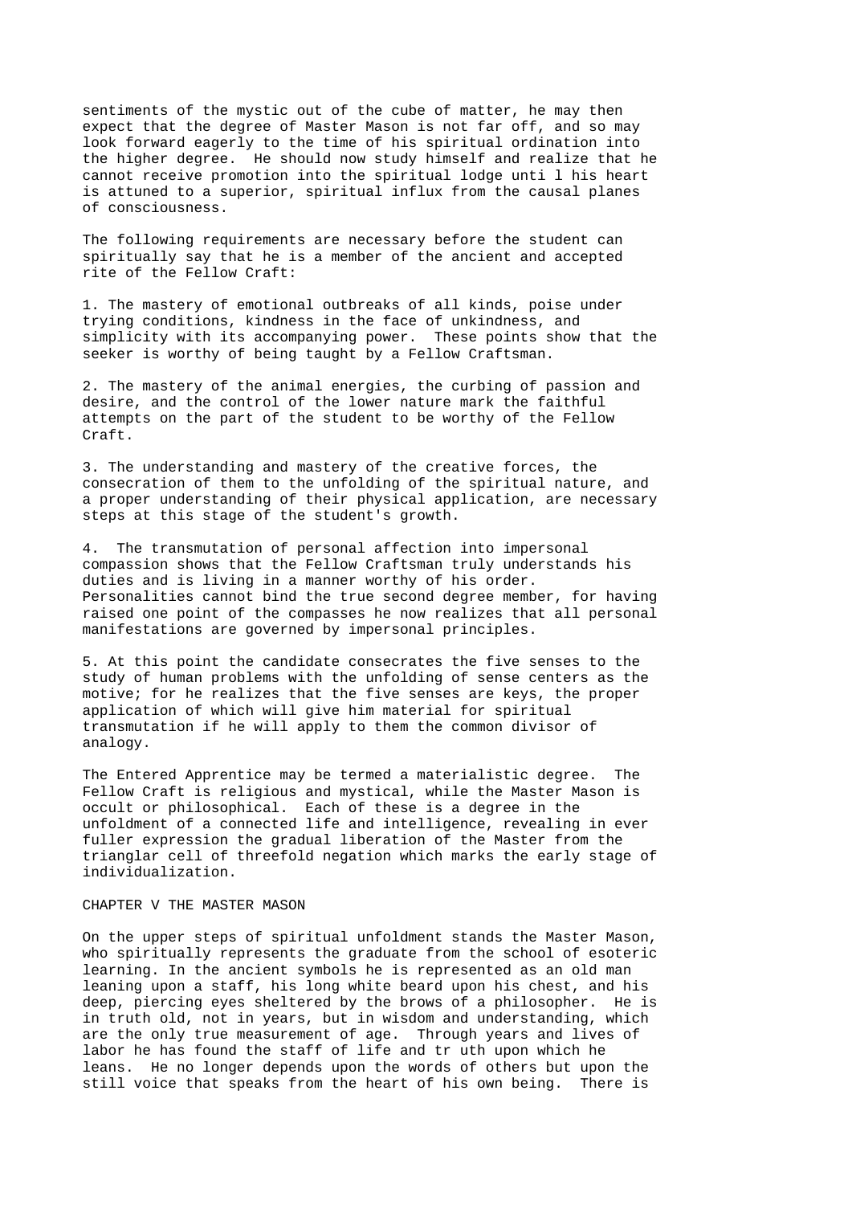sentiments of the mystic out of the cube of matter, he may then expect that the degree of Master Mason is not far off, and so may look forward eagerly to the time of his spiritual ordination into the higher degree. He should now study himself and realize that he cannot receive promotion into the spiritual lodge unti l his heart is attuned to a superior, spiritual influx from the causal planes of consciousness.

The following requirements are necessary before the student can spiritually say that he is a member of the ancient and accepted rite of the Fellow Craft:

1. The mastery of emotional outbreaks of all kinds, poise under trying conditions, kindness in the face of unkindness, and simplicity with its accompanying power. These points show that the seeker is worthy of being taught by a Fellow Craftsman.

2. The mastery of the animal energies, the curbing of passion and desire, and the control of the lower nature mark the faithful attempts on the part of the student to be worthy of the Fellow Craft.

3. The understanding and mastery of the creative forces, the consecration of them to the unfolding of the spiritual nature, and a proper understanding of their physical application, are necessary steps at this stage of the student's growth.

4. The transmutation of personal affection into impersonal compassion shows that the Fellow Craftsman truly understands his duties and is living in a manner worthy of his order. Personalities cannot bind the true second degree member, for having raised one point of the compasses he now realizes that all personal manifestations are governed by impersonal principles.

5. At this point the candidate consecrates the five senses to the study of human problems with the unfolding of sense centers as the motive; for he realizes that the five senses are keys, the proper application of which will give him material for spiritual transmutation if he will apply to them the common divisor of analogy.

The Entered Apprentice may be termed a materialistic degree. The Fellow Craft is religious and mystical, while the Master Mason is occult or philosophical. Each of these is a degree in the unfoldment of a connected life and intelligence, revealing in ever fuller expression the gradual liberation of the Master from the trianglar cell of threefold negation which marks the early stage of individualization.

## CHAPTER V THE MASTER MASON

On the upper steps of spiritual unfoldment stands the Master Mason, who spiritually represents the graduate from the school of esoteric learning. In the ancient symbols he is represented as an old man leaning upon a staff, his long white beard upon his chest, and his deep, piercing eyes sheltered by the brows of a philosopher. He is in truth old, not in years, but in wisdom and understanding, which are the only true measurement of age. Through years and lives of labor he has found the staff of life and tr uth upon which he leans. He no longer depends upon the words of others but upon the still voice that speaks from the heart of his own being. There is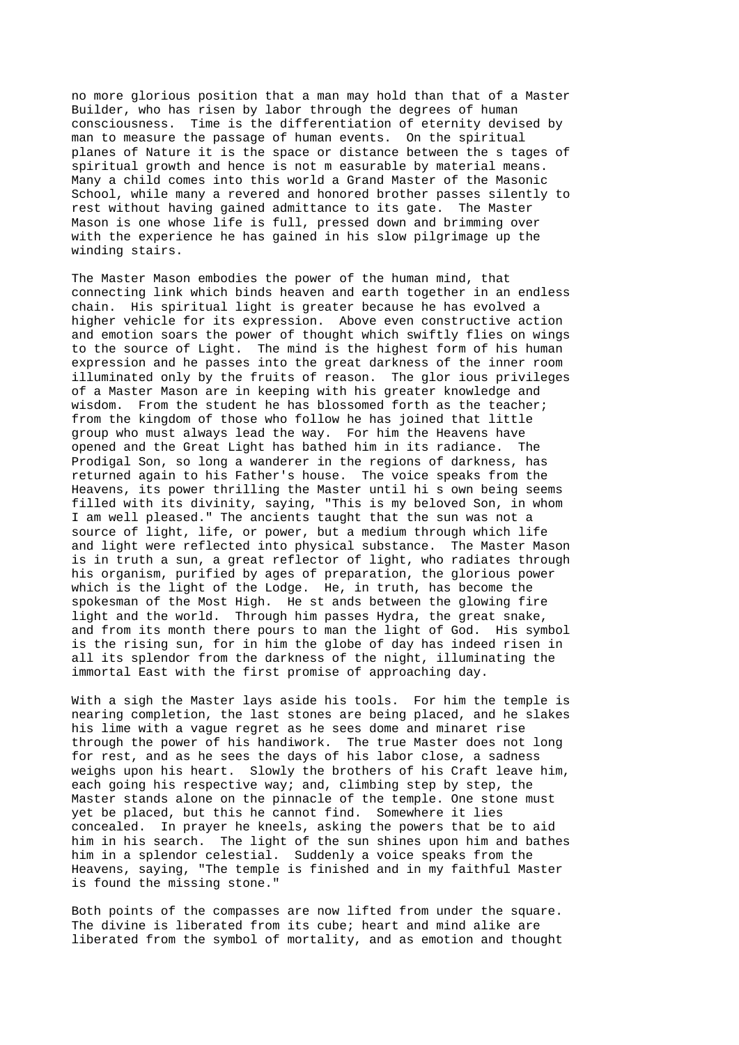no more glorious position that a man may hold than that of a Master Builder, who has risen by labor through the degrees of human consciousness. Time is the differentiation of eternity devised by man to measure the passage of human events. On the spiritual planes of Nature it is the space or distance between the s tages of spiritual growth and hence is not m easurable by material means. Many a child comes into this world a Grand Master of the Masonic School, while many a revered and honored brother passes silently to rest without having gained admittance to its gate. The Master Mason is one whose life is full, pressed down and brimming over with the experience he has gained in his slow pilgrimage up the winding stairs.

The Master Mason embodies the power of the human mind, that connecting link which binds heaven and earth together in an endless chain. His spiritual light is greater because he has evolved a higher vehicle for its expression. Above even constructive action and emotion soars the power of thought which swiftly flies on wings to the source of Light. The mind is the highest form of his human expression and he passes into the great darkness of the inner room illuminated only by the fruits of reason. The glor ious privileges of a Master Mason are in keeping with his greater knowledge and wisdom. From the student he has blossomed forth as the teacher; from the kingdom of those who follow he has joined that little group who must always lead the way. For him the Heavens have opened and the Great Light has bathed him in its radiance. The Prodigal Son, so long a wanderer in the regions of darkness, has returned again to his Father's house. The voice speaks from the Heavens, its power thrilling the Master until hi s own being seems filled with its divinity, saying, "This is my beloved Son, in whom I am well pleased." The ancients taught that the sun was not a source of light, life, or power, but a medium through which life and light were reflected into physical substance. The Master Mason is in truth a sun, a great reflector of light, who radiates through his organism, purified by ages of preparation, the glorious power which is the light of the Lodge. He, in truth, has become the spokesman of the Most High. He st ands between the glowing fire light and the world. Through him passes Hydra, the great snake, and from its month there pours to man the light of God. His symbol is the rising sun, for in him the globe of day has indeed risen in all its splendor from the darkness of the night, illuminating the immortal East with the first promise of approaching day.

With a sigh the Master lays aside his tools. For him the temple is nearing completion, the last stones are being placed, and he slakes his lime with a vague regret as he sees dome and minaret rise through the power of his handiwork. The true Master does not long for rest, and as he sees the days of his labor close, a sadness weighs upon his heart. Slowly the brothers of his Craft leave him, each going his respective way; and, climbing step by step, the Master stands alone on the pinnacle of the temple. One stone must yet be placed, but this he cannot find. Somewhere it lies concealed. In prayer he kneels, asking the powers that be to aid him in his search. The light of the sun shines upon him and bathes him in a splendor celestial. Suddenly a voice speaks from the Heavens, saying, "The temple is finished and in my faithful Master is found the missing stone."

Both points of the compasses are now lifted from under the square. The divine is liberated from its cube; heart and mind alike are liberated from the symbol of mortality, and as emotion and thought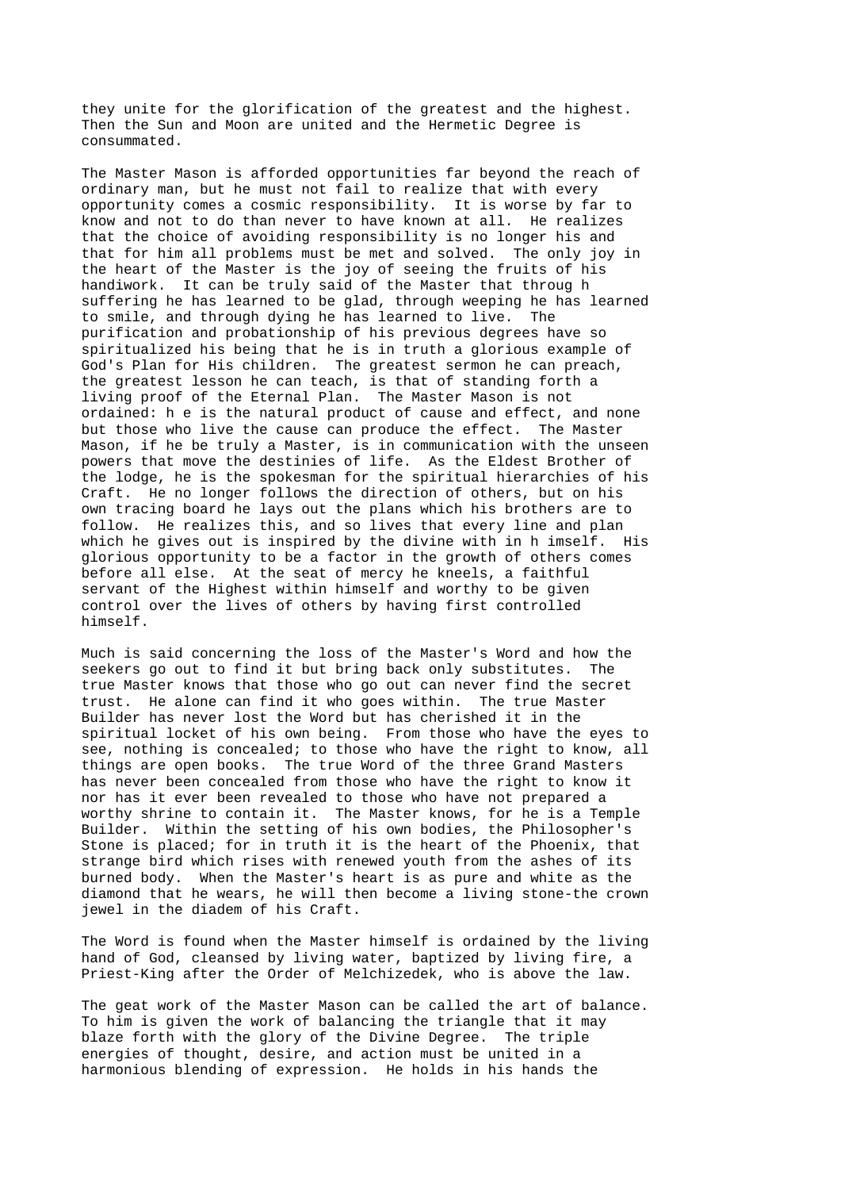they unite for the glorification of the greatest and the highest. Then the Sun and Moon are united and the Hermetic Degree is consummated.

The Master Mason is afforded opportunities far beyond the reach of ordinary man, but he must not fail to realize that with every opportunity comes a cosmic responsibility. It is worse by far to know and not to do than never to have known at all. He realizes that the choice of avoiding responsibility is no longer his and that for him all problems must be met and solved. The only joy in the heart of the Master is the joy of seeing the fruits of his handiwork. It can be truly said of the Master that throug h suffering he has learned to be glad, through weeping he has learned to smile, and through dying he has learned to live. The purification and probationship of his previous degrees have so spiritualized his being that he is in truth a glorious example of God's Plan for His children. The greatest sermon he can preach, the greatest lesson he can teach, is that of standing forth a living proof of the Eternal Plan. The Master Mason is not ordained: h e is the natural product of cause and effect, and none but those who live the cause can produce the effect. The Master Mason, if he be truly a Master, is in communication with the unseen powers that move the destinies of life. As the Eldest Brother of the lodge, he is the spokesman for the spiritual hierarchies of his Craft. He no longer follows the direction of others, but on his own tracing board he lays out the plans which his brothers are to follow. He realizes this, and so lives that every line and plan which he gives out is inspired by the divine with in h imself. His glorious opportunity to be a factor in the growth of others comes before all else. At the seat of mercy he kneels, a faithful servant of the Highest within himself and worthy to be given control over the lives of others by having first controlled himself.

Much is said concerning the loss of the Master's Word and how the seekers go out to find it but bring back only substitutes. The true Master knows that those who go out can never find the secret trust. He alone can find it who goes within. The true Master Builder has never lost the Word but has cherished it in the spiritual locket of his own being. From those who have the eyes to see, nothing is concealed; to those who have the right to know, all things are open books. The true Word of the three Grand Masters has never been concealed from those who have the right to know it nor has it ever been revealed to those who have not prepared a worthy shrine to contain it. The Master knows, for he is a Temple Builder. Within the setting of his own bodies, the Philosopher's Stone is placed; for in truth it is the heart of the Phoenix, that strange bird which rises with renewed youth from the ashes of its burned body. When the Master's heart is as pure and white as the diamond that he wears, he will then become a living stone-the crown jewel in the diadem of his Craft.

The Word is found when the Master himself is ordained by the living hand of God, cleansed by living water, baptized by living fire, a Priest-King after the Order of Melchizedek, who is above the law.

The geat work of the Master Mason can be called the art of balance. To him is given the work of balancing the triangle that it may blaze forth with the glory of the Divine Degree. The triple energies of thought, desire, and action must be united in a harmonious blending of expression. He holds in his hands the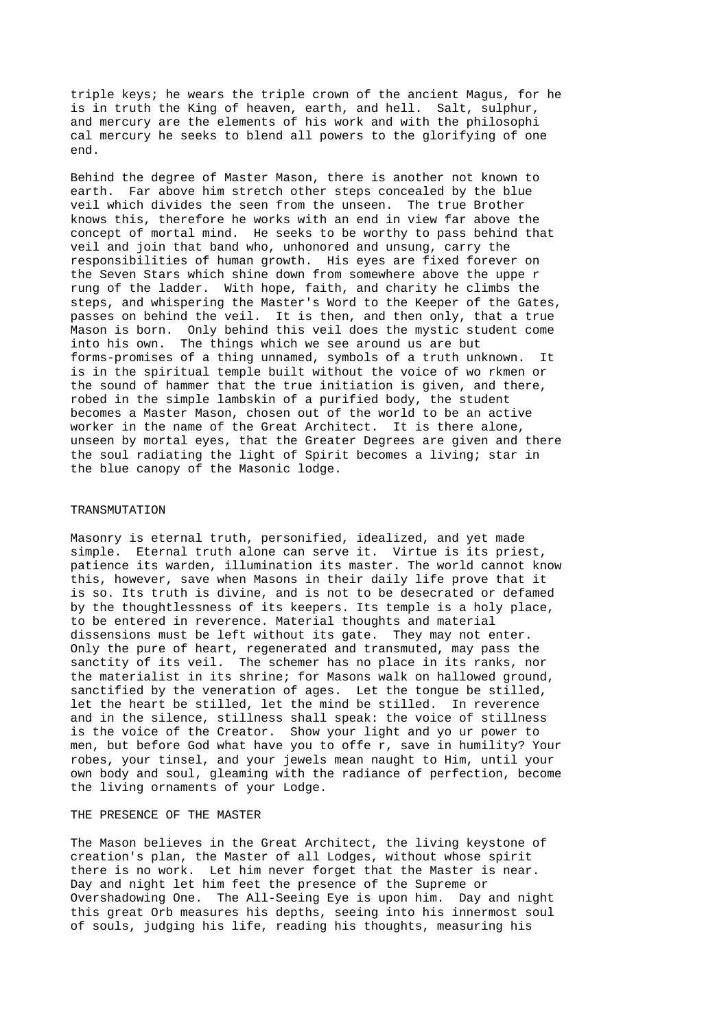triple keys; he wears the triple crown of the ancient Magus, for he is in truth the King of heaven, earth, and hell. Salt, sulphur, and mercury are the elements of his work and with the philosophical mercury he seeks to blend all powers to the glorifying of one end.

Behind the degree of Master Mason, there is another not known to earth. Far above him stretch other steps concealed by the blue veil which divides the seen from the unseen. The true Brother knows this, therefore he works with an end in view far above the concept of mortal mind. He seeks to be worthy to pass behind that veil and join that band who, unhonored and unsung, carry the responsibilities of human growth. His eyes are fixed forever on the Seven Stars which shine down from somewhere above the uppe r rung of the ladder. With hope, faith, and charity he climbs the steps, and whispering the Master's Word to the Keeper of the Gates, passes on behind the veil. It is then, and then only, that a true Mason is born. Only behind this veil does the mystic student come into his own. The things which we see around us are but forms-promises of a thing unnamed, symbols of a truth unknown. It is in the spiritual temple built without the voice of wo rkmen or the sound of hammer that the true initiation is given, and there, robed in the simple lambskin of a purified body, the student becomes a Master Mason, chosen out of the world to be an active worker in the name of the Great Architect. It is there alone, unseen by mortal eyes, that the Greater Degrees are given and there the soul radiating the light of Spirit becomes a living; star in the blue canopy of the Masonic lodge.

## TRANSMUTATION

Masonry is eternal truth, personified, idealized, and yet made simple. Eternal truth alone can serve it. Virtue is its priest, patience its warden, illumination its master. The world cannot know this, however, save when Masons in their daily life prove that it is so. Its truth is divine, and is not to be desecrated or defamed by the thoughtlessness of its keepers. Its temple is a holy place, to be entered in reverence. Material thoughts and material dissensions must be left without its gate. They may not enter. Only the pure of heart, regenerated and transmuted, may pass the sanctity of its veil. The schemer has no place in its ranks, nor the materialist in its shrine; for Masons walk on hallowed ground, sanctified by the veneration of ages. Let the tongue be stilled, let the heart be stilled, let the mind be stilled. In reverence and in the silence, stillness shall speak: the voice of stillness is the voice of the Creator. Show your light and yo ur power to men, but before God what have you to offe r, save in humility? Your robes, your tinsel, and your jewels mean naught to Him, until your own body and soul, gleaming with the radiance of perfection, become the living ornaments of your Lodge.

## THE PRESENCE OF THE MASTER

The Mason believes in the Great Architect, the living keystone of creation's plan, the Master of all Lodges, without whose spirit there is no work. Let him never forget that the Master is near. Day and night let him feet the presence of the Supreme or Overshadowing One. The All-Seeing Eye is upon him. Day and night this great Orb measures his depths, seeing into his innermost soul of souls, judging his life, reading his thoughts, measuring his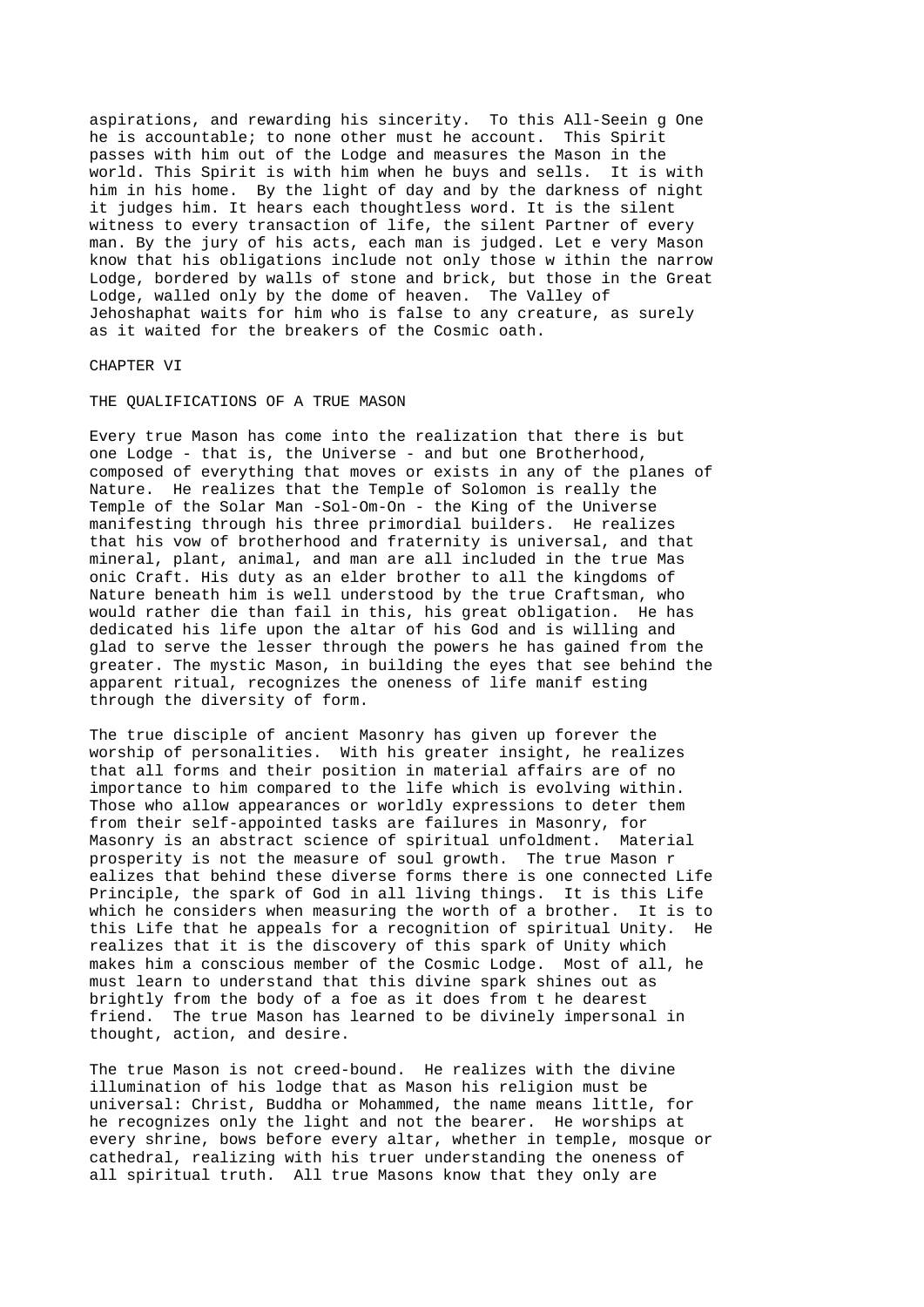aspirations, and rewarding his sincerity. To this All-Seeing One he is accountable; to none other must he account. This Spirit passes with him out of the Lodge and measures the Mason in the world. This Spirit is with him when he buys and sells. It is with him in his home. By the light of day and by the darkness of night it judges him. It hears each thoughtless word. It is the silent witness to every transaction of life, the silent Partner of every man. By the jury of his acts, each man is judged. Let every Mason know that his obligations include not only those within the narrow Lodge, bordered by walls of stone and brick, but those in the Great Lodge, walled only by the dome of heaven. The Valley of Jehoshaphat waits for him who is false to any creature, as surely as it waited for the breakers of the Cosmic oath.

# CHAPTER VI

## THE QUALIFICATIONS OF A TRUE MASON

Every true Mason has come into the realization that there is but one Lodge - that is, the Universe - and but one Brotherhood, composed of everything that moves or exists in any of the planes of Nature. He realizes that the Temple of Solomon is really the Temple of the Solar Man -Sol-Om-On - the King of the Universe manifesting through his three primordial builders. He realizes that his vow of brotherhood and fraternity is universal, and that mineral, plant, animal, and man are all included in the true Masonic Craft. His duty as an elder brother to all the kingdoms of Nature beneath him is well understood by the true Craftsman, who would rather die than fail in this, his great obligation. He has dedicated his life upon the altar of his God and is willing and glad to serve the lesser through the powers he has gained from the greater. The mystic Mason, in building the eyes that see behind the apparent ritual, recognizes the oneness of life manifesting through the diversity of form.

The true disciple of ancient Masonry has given up forever the worship of personalities. With his greater insight, he realizes that all forms and their position in material affairs are of no importance to him compared to the life which is evolving within. Those who allow appearances or worldly expressions to deter them from their self-appointed tasks are failures in Masonry, for Masonry is an abstract science of spiritual unfoldment. Material prosperity is not the measure of soul growth. The true Mason realizes that behind these diverse forms there is one connected Life Principle, the spark of God in all living things. It is this Life which he considers when measuring the worth of a brother. It is to this Life that he appeals for a recognition of spiritual Unity. He realizes that it is the discovery of this spark of Unity which makes him a conscious member of the Cosmic Lodge. Most of all, he must learn to understand that this divine spark shines out as brightly from the body of a foe as it does from the dearest friend. The true Mason has learned to be divinely impersonal in thought, action, and desire.

The true Mason is not creed-bound. He realizes with the divine illumination of his lodge that as Mason his religion must be universal: Christ, Buddha or Mohammed, the name means little, for he recognizes only the light and not the bearer. He worships at every shrine, bows before every altar, whether in temple, mosque or cathedral, realizing with his truer understanding the oneness of all spiritual truth. All true Masons know that they only are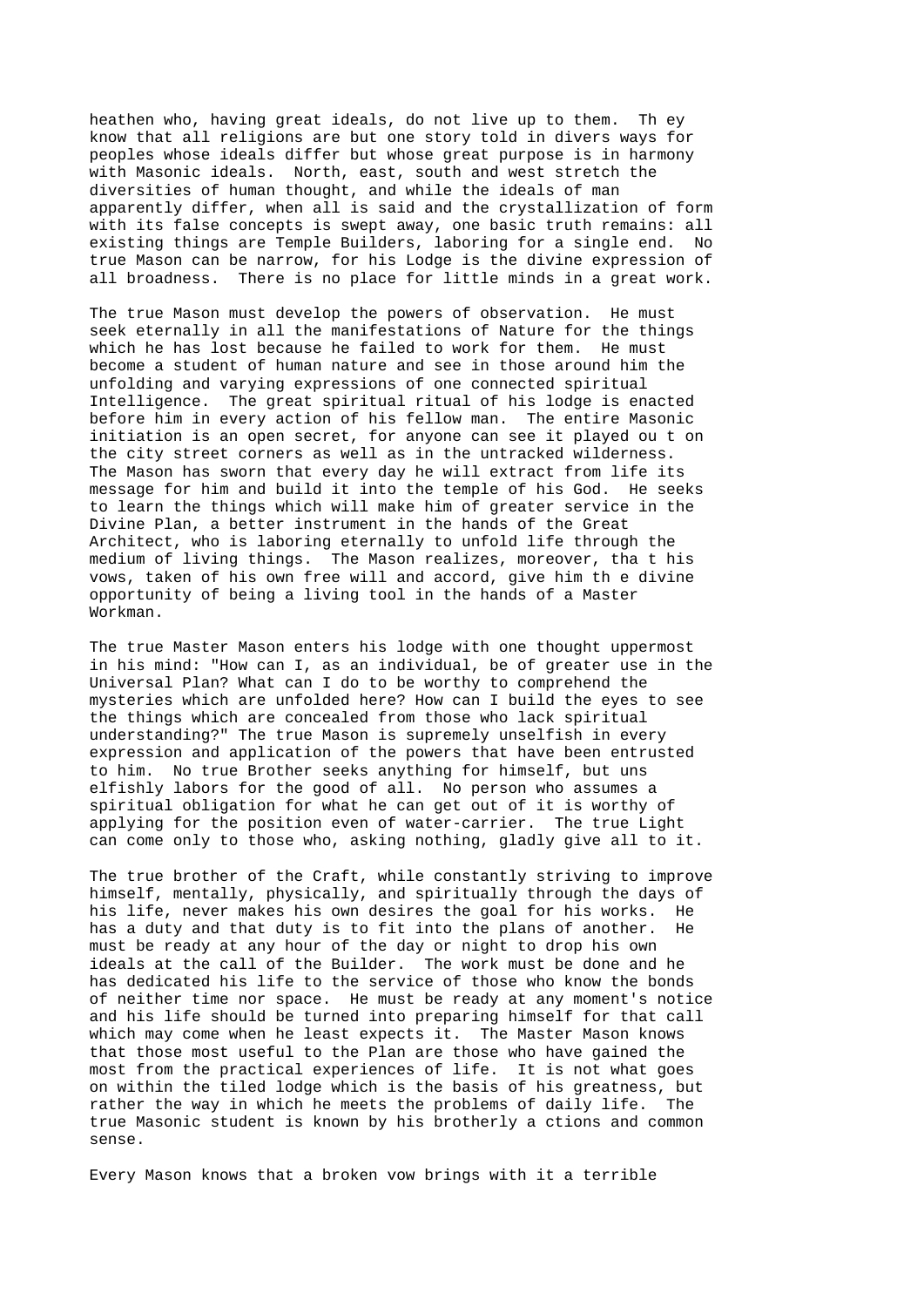heathen who, having great ideals, do not live up to them. They know that all religions are but one story told in divers ways for peoples whose ideals differ but whose great purpose is in harmony with Masonic ideals. North, east, south and west stretch the diversities of human thought, and while the ideals of man apparently differ, when all is said and the crystallization of form with its false concepts is swept away, one basic truth remains: all existing things are Temple Builders, laboring for a single end. No true Mason can be narrow, for his Lodge is the divine expression of all broadness. There is no place for little minds in a great work.

The true Mason must develop the powers of observation. He must seek eternally in all the manifestations of Nature for the things which he has lost because he failed to work for them. He must become a student of human nature and see in those around him the unfolding and varying expressions of one connected spiritual Intelligence. The great spiritual ritual of his lodge is enacted before him in every action of his fellow man. The entire Masonic initiation is an open secret, for anyone can see it played out on the city street corners as well as in the untracked wilderness. The Mason has sworn that every day he will extract from life its message for him and build it into the temple of his God. He seeks to learn the things which will make him of greater service in the Divine Plan, a better instrument in the hands of the Great Architect, who is laboring eternally to unfold life through the medium of living things. The Mason realizes, moreover, that his vows, taken of his own free will and accord, give him the divine opportunity of being a living tool in the hands of a Master Workman.

The true Master Mason enters his lodge with one thought uppermost in his mind: "How can I, as an individual, be of greater use in the Universal Plan? What can I do to be worthy to comprehend the mysteries which are unfolded here? How can I build the eyes to see the things which are concealed from those who lack spiritual understanding?" The true Mason is supremely unselfish in every expression and application of the powers that have been entrusted to him. No true Brother seeks anything for himself, but unselfishly labors for the good of all. No person who assumes a spiritual obligation for what he can get out of it is worthy of applying for the position even of water-carrier. The true Light can come only to those who, asking nothing, gladly give all to it.

The true brother of the Craft, while constantly striving to improve himself, mentally, physically, and spiritually through the days of his life, never makes his own desires the goal for his works. He has a duty and that duty is to fit into the plans of another. He must be ready at any hour of the day or night to drop his own ideals at the call of the Builder. The work must be done and he has dedicated his life to the service of those who know the bonds of neither time nor space. He must be ready at any moment's notice and his life should be turned into preparing himself for that call which may come when he least expects it. The Master Mason knows that those most useful to the Plan are those who have gained the most from the practical experiences of life. It is not what goes on within the tiled lodge which is the basis of his greatness, but rather the way in which he meets the problems of daily life. The true Masonic student is known by his brotherly actions and common sense.

Every Mason knows that a broken vow brings with it a terrible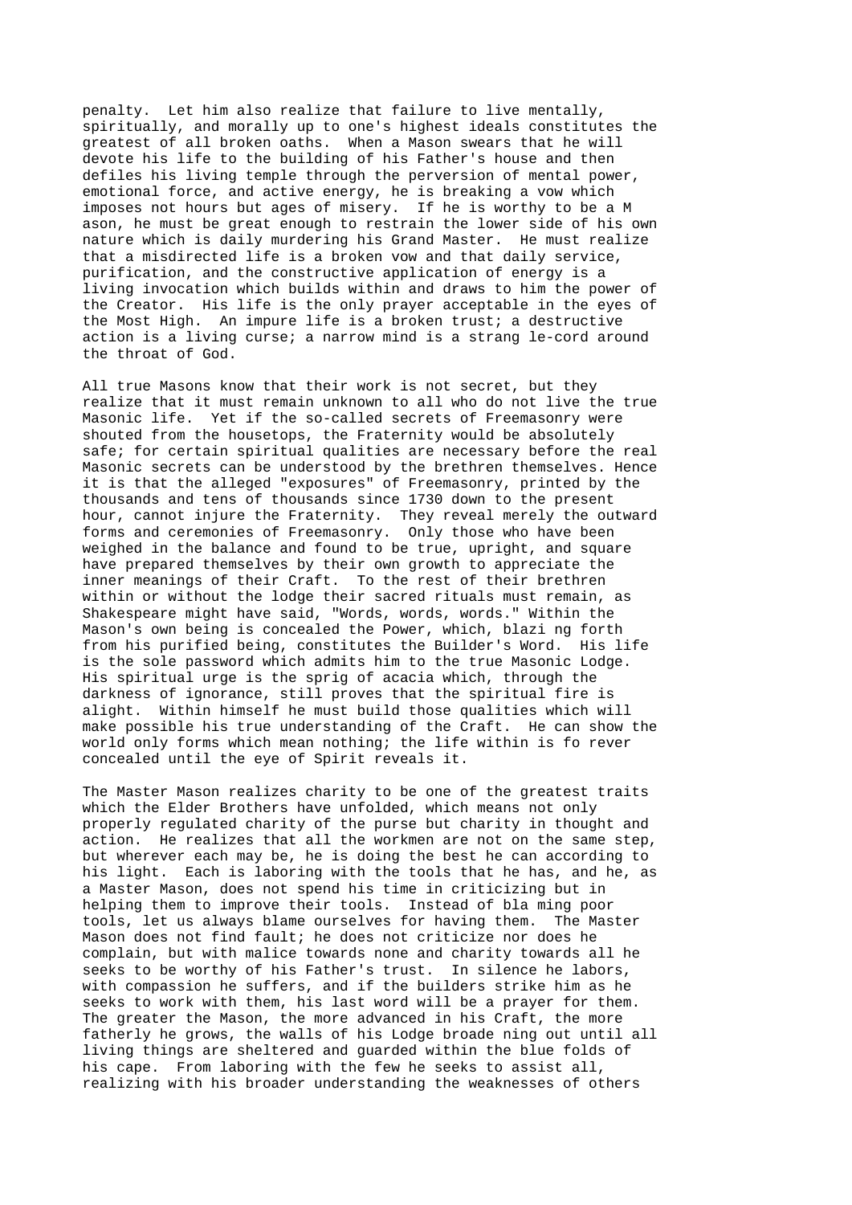penalty. Let him also realize that failure to live mentally, spiritually, and morally up to one's highest ideals constitutes the greatest of all broken oaths. When a Mason swears that he will devote his life to the building of his Father's house and then defiles his living temple through the perversion of mental power, emotional force, and active energy, he is breaking a vow which imposes not hours but ages of misery. If he is worthy to be a Mason, he must be great enough to restrain the lower side of his own nature which is daily murdering his Grand Master. He must realize that a misdirected life is a broken vow and that daily service, purification, and the constructive application of energy is a living invocation which builds within and draws to him the power of the Creator. His life is the only prayer acceptable in the eyes of the Most High. An impure life is a broken trust; a destructive action is a living curse; a narrow mind is a strangle-cord around the throat of God.

All true Masons know that their work is not secret, but they realize that it must remain unknown to all who do not live the true Masonic life. Yet if the so-called secrets of Freemasonry were shouted from the housetops, the Fraternity would be absolutely safe; for certain spiritual qualities are necessary before the real Masonic secrets can be understood by the brethren themselves. Hence it is that the alleged "exposures" of Freemasonry, printed by the thousands and tens of thousands since 1730 down to the present hour, cannot injure the Fraternity. They reveal merely the outward forms and ceremonies of Freemasonry. Only those who have been weighed in the balance and found to be true, upright, and square have prepared themselves by their own growth to appreciate the inner meanings of their Craft. To the rest of their brethren within or without the lodge their sacred rituals must remain, as Shakespeare might have said, "Words, words, words." Within the Mason's own being is concealed the Power, which, blazing forth from his purified being, constitutes the Builder's Word. His life is the sole password which admits him to the true Masonic Lodge. His spiritual urge is the sprig of acacia which, through the darkness of ignorance, still proves that the spiritual fire is alight. Within himself he must build those qualities which will make possible his true understanding of the Craft. He can show the world only forms which mean nothing; the life within is forever concealed until the eye of Spirit reveals it.

The Master Mason realizes charity to be one of the greatest traits which the Elder Brothers have unfolded, which means not only properly regulated charity of the purse but charity in thought and action. He realizes that all the workmen are not on the same step, but wherever each may be, he is doing the best he can according to his light. Each is laboring with the tools that he has, and he, as a Master Mason, does not spend his time in criticizing but in helping them to improve their tools. Instead of blaming poor tools, let us always blame ourselves for having them. The Master Mason does not find fault; he does not criticize nor does he complain, but with malice towards none and charity towards all he seeks to be worthy of his Father's trust. In silence he labors, with compassion he suffers, and if the builders strike him as he seeks to work with them, his last word will be a prayer for them. The greater the Mason, the more advanced in his Craft, the more fatherly he grows, the walls of his Lodge broadening out until all living things are sheltered and guarded within the blue folds of his cape. From laboring with the few he seeks to assist all, realizing with his broader understanding the weaknesses of others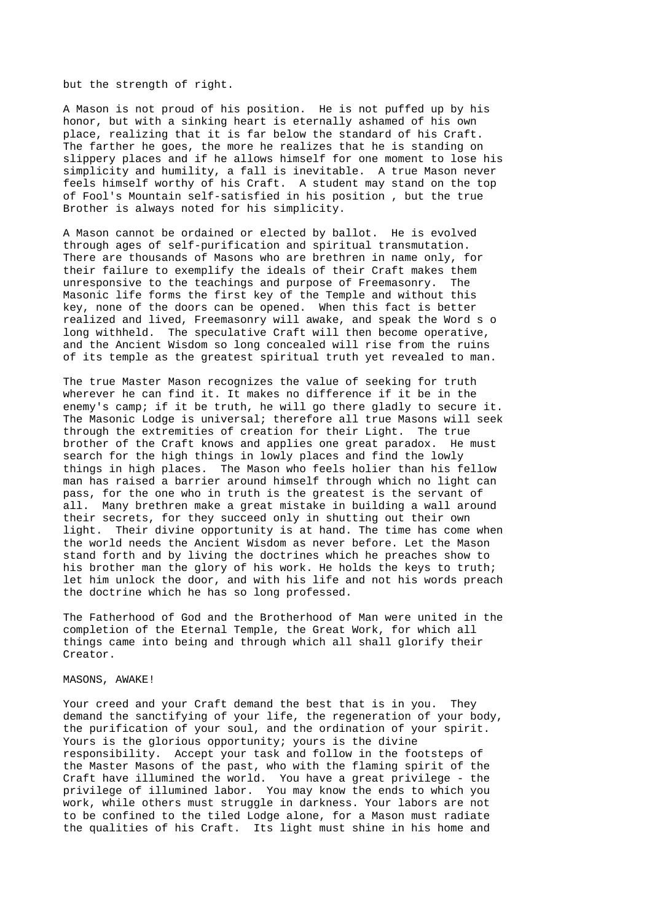but the strength of right.

A Mason is not proud of his position. He is not puffed up by his honor, but with a sinking heart is eternally ashamed of his own place, realizing that it is far below the standard of his Craft. The farther he goes, the more he realizes that he is standing on slippery places and if he allows himself for one moment to lose his simplicity and humility, a fall is inevitable. A true Mason never feels himself worthy of his Craft. A student may stand on the top of Fool's Mountain self-satisfied in his position , but the true Brother is always noted for his simplicity.

A Mason cannot be ordained or elected by ballot. He is evolved through ages of self-purification and spiritual transmutation. There are thousands of Masons who are brethren in name only, for their failure to exemplify the ideals of their Craft makes them unresponsive to the teachings and purpose of Freemasonry. The Masonic life forms the first key of the Temple and without this key, none of the doors can be opened. When this fact is better realized and lived, Freemasonry will awake, and speak the Word s o long withheld. The speculative Craft will then become operative, and the Ancient Wisdom so long concealed will rise from the ruins of its temple as the greatest spiritual truth yet revealed to man.

The true Master Mason recognizes the value of seeking for truth wherever he can find it. It makes no difference if it be in the enemy's camp; if it be truth, he will go there gladly to secure it. The Masonic Lodge is universal; therefore all true Masons will seek through the extremities of creation for their Light. The true brother of the Craft knows and applies one great paradox. He must search for the high things in lowly places and find the lowly things in high places. The Mason who feels holier than his fellow man has raised a barrier around himself through which no light can pass, for the one who in truth is the greatest is the servant of all. Many brethren make a great mistake in building a wall around their secrets, for they succeed only in shutting out their own light. Their divine opportunity is at hand. The time has come when the world needs the Ancient Wisdom as never before. Let the Mason stand forth and by living the doctrines which he preaches show to his brother man the glory of his work. He holds the keys to truth; let him unlock the door, and with his life and not his words preach the doctrine which he has so long professed.

The Fatherhood of God and the Brotherhood of Man were united in the completion of the Eternal Temple, the Great Work, for which all things came into being and through which all shall glorify their Creator.

MASONS, AWAKE!

Your creed and your Craft demand the best that is in you. They demand the sanctifying of your life, the regeneration of your body, the purification of your soul, and the ordination of your spirit. Yours is the glorious opportunity; yours is the divine responsibility. Accept your task and follow in the footsteps of the Master Masons of the past, who with the flaming spirit of the Craft have illumined the world. You have a great privilege - the privilege of illumined labor. You may know the ends to which you work, while others must struggle in darkness. Your labors are not to be confined to the tiled Lodge alone, for a Mason must radiate the qualities of his Craft. Its light must shine in his home and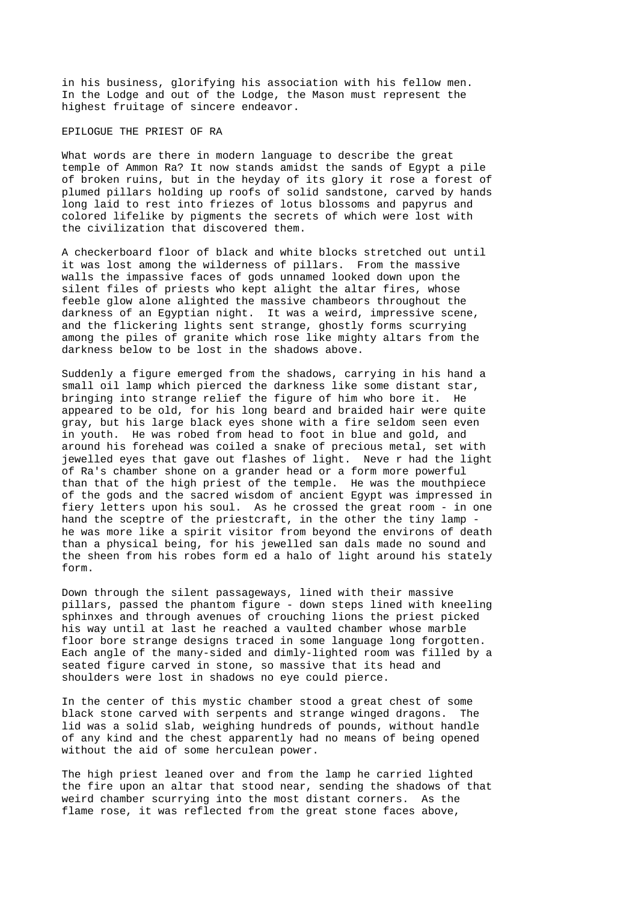in his business, glorifying his association with his fellow men. In the Lodge and out of the Lodge, the Mason must represent the highest fruitage of sincere endeavor.

## EPILOGUE THE PRIEST OF RA

What words are there in modern language to describe the great temple of Ammon Ra? It now stands amidst the sands of Egypt a pile of broken ruins, but in the heyday of its glory it rose a forest of plumed pillars holding up roofs of solid sandstone, carved by hands long laid to rest into friezes of lotus blossoms and papyrus and colored lifelike by pigments the secrets of which were lost with the civilization that discovered them.

A checkerboard floor of black and white blocks stretched out until it was lost among the wilderness of pillars. From the massive walls the impassive faces of gods unnamed looked down upon the silent files of priests who kept alight the altar fires, whose feeble glow alone alighted the massive chambeors throughout the darkness of an Egyptian night. It was a weird, impressive scene, and the flickering lights sent strange, ghostly forms scurrying among the piles of granite which rose like mighty altars from the darkness below to be lost in the shadows above.

Suddenly a figure emerged from the shadows, carrying in his hand a small oil lamp which pierced the darkness like some distant star, bringing into strange relief the figure of him who bore it. He appeared to be old, for his long beard and braided hair were quite gray, but his large black eyes shone with a fire seldom seen even in youth. He was robed from head to foot in blue and gold, and around his forehead was coiled a snake of precious metal, set with jewelled eyes that gave out flashes of light. Neve r had the light of Ra's chamber shone on a grander head or a form more powerful than that of the high priest of the temple. He was the mouthpiece of the gods and the sacred wisdom of ancient Egypt was impressed in fiery letters upon his soul. As he crossed the great room - in one hand the sceptre of the priestcraft, in the other the tiny lamp - he was more like a spirit visitor from beyond the environs of death than a physical being, for his jewelled san dals made no sound and the sheen from his robes form ed a halo of light around his stately form.

Down through the silent passageways, lined with their massive pillars, passed the phantom figure - down steps lined with kneeling sphinxes and through avenues of crouching lions the priest picked his way until at last he reached a vaulted chamber whose marble floor bore strange designs traced in some language long forgotten. Each angle of the many-sided and dimly-lighted room was filled by a seated figure carved in stone, so massive that its head and shoulders were lost in shadows no eye could pierce.

In the center of this mystic chamber stood a great chest of some black stone carved with serpents and strange winged dragons. The lid was a solid slab, weighing hundreds of pounds, without handle of any kind and the chest apparently had no means of being opened without the aid of some herculean power.

The high priest leaned over and from the lamp he carried lighted the fire upon an altar that stood near, sending the shadows of that weird chamber scurrying into the most distant corners. As the flame rose, it was reflected from the great stone faces above,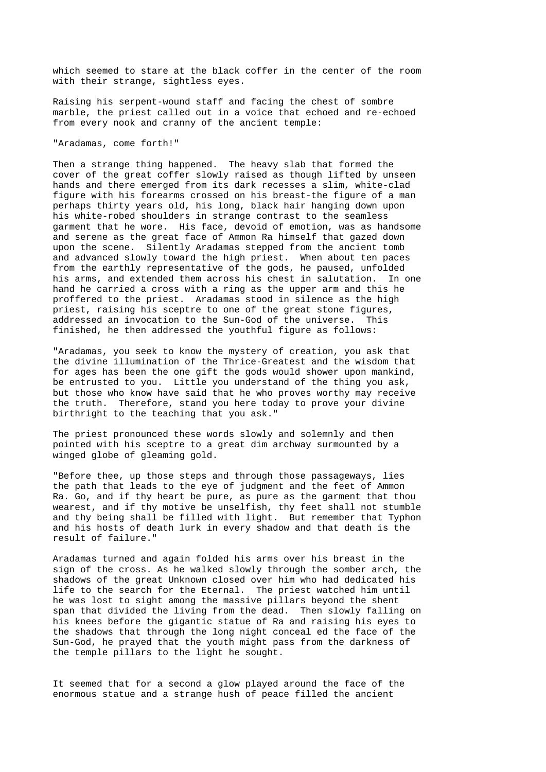which seemed to stare at the black coffer in the center of the room with their strange, sightless eyes.

Raising his serpent-wound staff and facing the chest of sombre marble, the priest called out in a voice that echoed and re-echoed from every nook and cranny of the ancient temple:

"Aradamas, come forth!"

Then a strange thing happened. The heavy slab that formed the cover of the great coffer slowly raised as though lifted by unseen hands and there emerged from its dark recesses a slim, white-clad figure with his forearms crossed on his breast-the figure of a man perhaps thirty years old, his long, black hair hanging down upon his white-robed shoulders in strange contrast to the seamless garment that he wore. His face, devoid of emotion, was as handsome and serene as the great face of Ammon Ra himself that gazed down upon the scene. Silently Aradamas stepped from the ancient tomb and advanced slowly toward the high priest. When about ten paces from the earthly representative of the gods, he paused, unfolded his arms, and extended them across his chest in salutation. In one hand he carried a cross with a ring as the upper arm and this he proffered to the priest. Aradamas stood in silence as the high priest, raising his sceptre to one of the great stone figures, addressed an invocation to the Sun-God of the universe. This finished, he then addressed the youthful figure as follows:

"Aradamas, you seek to know the mystery of creation, you ask that the divine illumination of the Thrice-Greatest and the wisdom that for ages has been the one gift the gods would shower upon mankind, be entrusted to you. Little you understand of the thing you ask, but those who know have said that he who proves worthy may receive the truth. Therefore, stand you here today to prove your divine birthright to the teaching that you ask."

The priest pronounced these words slowly and solemnly and then pointed with his sceptre to a great dim archway surmounted by a winged globe of gleaming gold.

"Before thee, up those steps and through those passageways, lies the path that leads to the eye of judgment and the feet of Ammon Ra. Go, and if thy heart be pure, as pure as the garment that thou wearest, and if thy motive be unselfish, thy feet shall not stumble and thy being shall be filled with light. But remember that Typhon and his hosts of death lurk in every shadow and that death is the result of failure."

Aradamas turned and again folded his arms over his breast in the sign of the cross. As he walked slowly through the somber arch, the shadows of the great Unknown closed over him who had dedicated his life to the search for the Eternal. The priest watched him until he was lost to sight among the massive pillars beyond the shent span that divided the living from the dead. Then slowly falling on his knees before the gigantic statue of Ra and raising his eyes to the shadows that through the long night conceal ed the face of the Sun-God, he prayed that the youth might pass from the darkness of the temple pillars to the light he sought.

It seemed that for a second a glow played around the face of the enormous statue and a strange hush of peace filled the ancient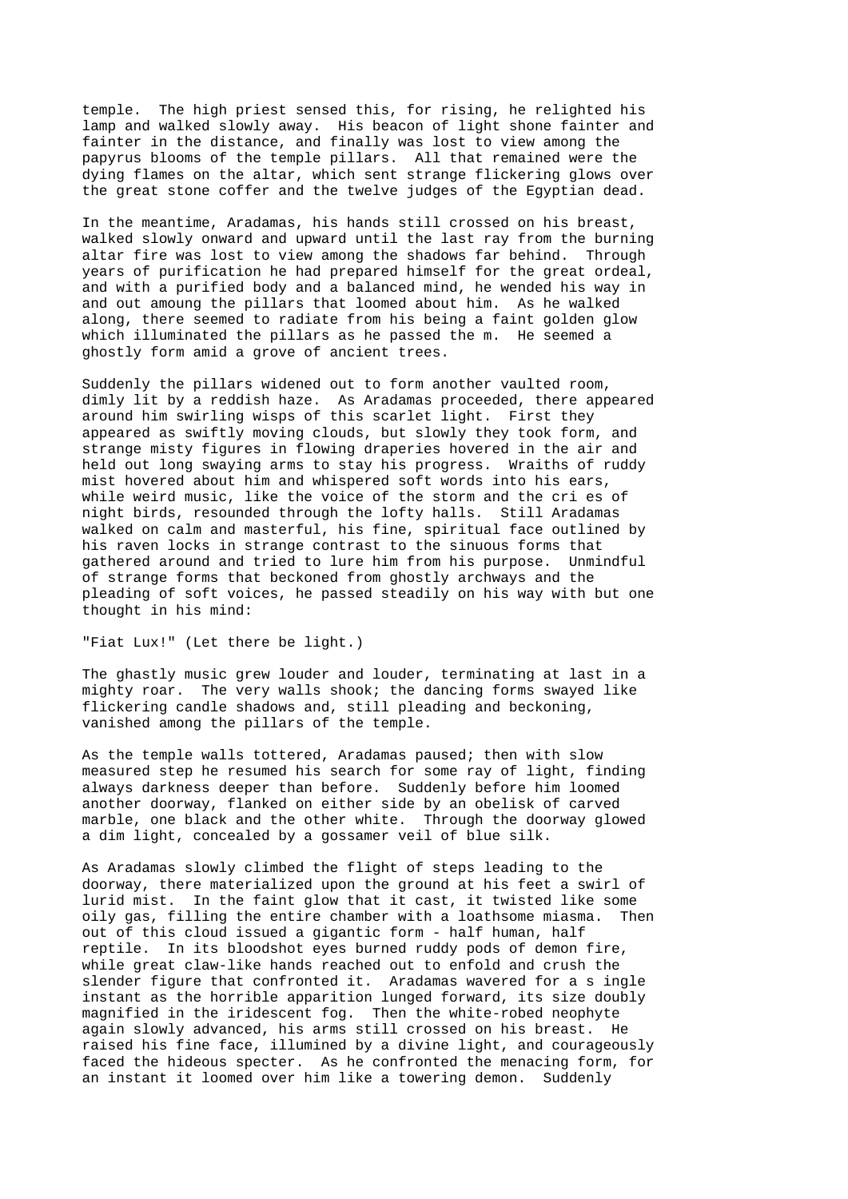temple. The high priest sensed this, for rising, he relighted his lamp and walked slowly away. His beacon of light shone fainter and fainter in the distance, and finally was lost to view among the papyrus blooms of the temple pillars. All that remained were the dying flames on the altar, which sent strange flickering glows over the great stone coffer and the twelve judges of the Egyptian dead.

In the meantime, Aradamas, his hands still crossed on his breast, walked slowly onward and upward until the last ray from the burning altar fire was lost to view among the shadows far behind. Through years of purification he had prepared himself for the great ordeal, and with a purified body and a balanced mind, he wended his way in and out amoung the pillars that loomed about him. As he walked along, there seemed to radiate from his being a faint golden glow which illuminated the pillars as he passed the m. He seemed a ghostly form amid a grove of ancient trees.

Suddenly the pillars widened out to form another vaulted room, dimly lit by a reddish haze. As Aradamas proceeded, there appeared around him swirling wisps of this scarlet light. First they appeared as swiftly moving clouds, but slowly they took form, and strange misty figures in flowing draperies hovered in the air and held out long swaying arms to stay his progress. Wraiths of ruddy mist hovered about him and whispered soft words into his ears, while weird music, like the voice of the storm and the cri es of night birds, resounded through the lofty halls. Still Aradamas walked on calm and masterful, his fine, spiritual face outlined by his raven locks in strange contrast to the sinuous forms that gathered around and tried to lure him from his purpose. Unmindful of strange forms that beckoned from ghostly archways and the pleading of soft voices, he passed steadily on his way with but one thought in his mind:

"Fiat Lux!" (Let there be light.)

The ghastly music grew louder and louder, terminating at last in a mighty roar. The very walls shook; the dancing forms swayed like flickering candle shadows and, still pleading and beckoning, vanished among the pillars of the temple.

As the temple walls tottered, Aradamas paused; then with slow measured step he resumed his search for some ray of light, finding always darkness deeper than before. Suddenly before him loomed another doorway, flanked on either side by an obelisk of carved marble, one black and the other white. Through the doorway glowed a dim light, concealed by a gossamer veil of blue silk.

As Aradamas slowly climbed the flight of steps leading to the doorway, there materialized upon the ground at his feet a swirl of lurid mist. In the faint glow that it cast, it twisted like some oily gas, filling the entire chamber with a loathsome miasma. Then out of this cloud issued a gigantic form - half human, half reptile. In its bloodshot eyes burned ruddy pods of demon fire, while great claw-like hands reached out to enfold and crush the slender figure that confronted it. Aradamas wavered for a s ingle instant as the horrible apparition lunged forward, its size doubly magnified in the iridescent fog. Then the white-robed neophyte again slowly advanced, his arms still crossed on his breast. He raised his fine face, illumined by a divine light, and courageously faced the hideous specter. As he confronted the menacing form, for an instant it loomed over him like a towering demon. Suddenly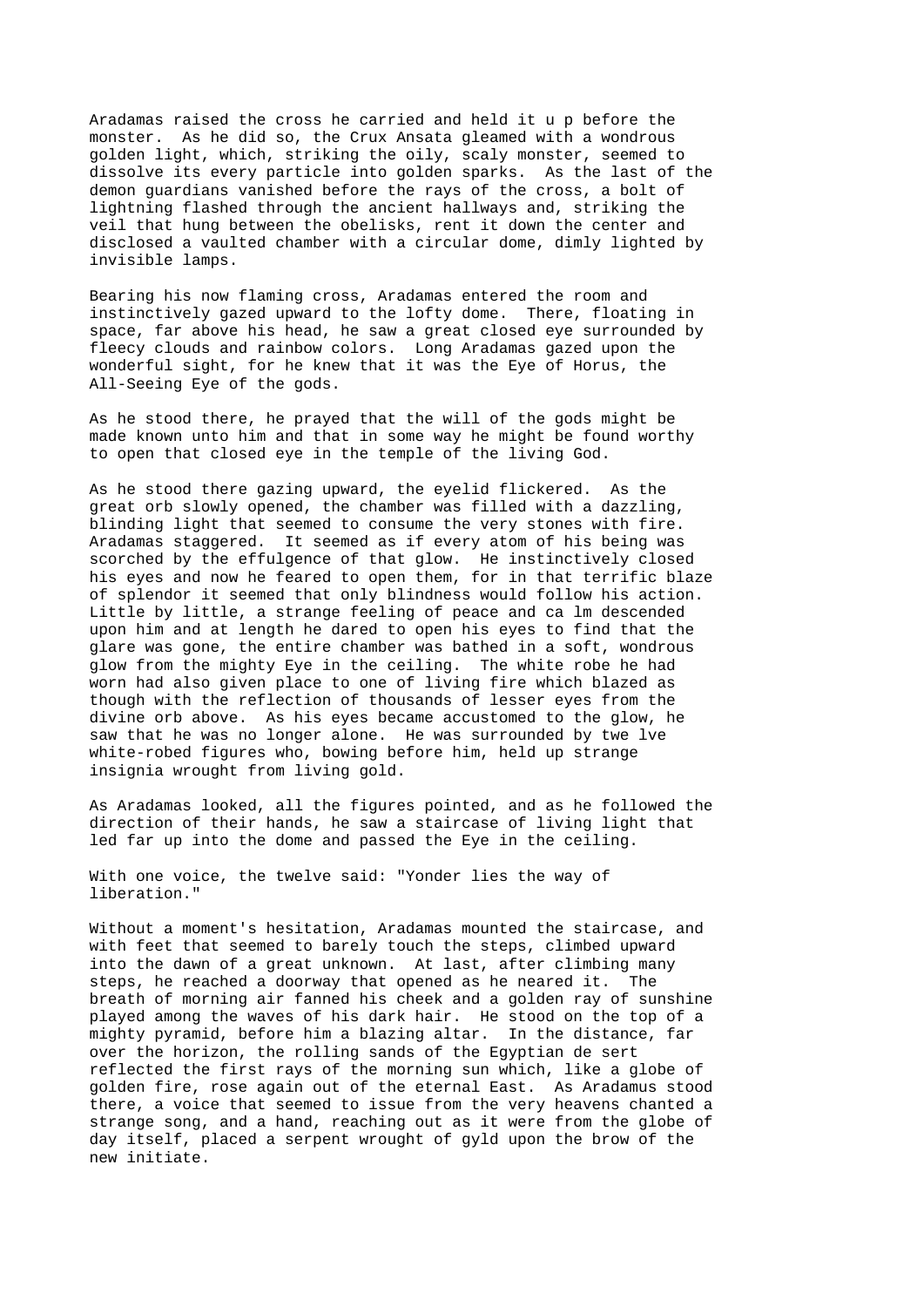Aradamas raised the cross he carried and held it u p before the monster. As he did so, the Crux Ansata gleamed with a wondrous golden light, which, striking the oily, scaly monster, seemed to dissolve its every particle into golden sparks. As the last of the demon guardians vanished before the rays of the cross, a bolt of lightning flashed through the ancient hallways and, striking the veil that hung between the obelisks, rent it down the center and disclosed a vaulted chamber with a circular dome, dimly lighted by invisible lamps.

Bearing his now flaming cross, Aradamas entered the room and instinctively gazed upward to the lofty dome. There, floating in space, far above his head, he saw a great closed eye surrounded by fleecy clouds and rainbow colors. Long Aradamas gazed upon the wonderful sight, for he knew that it was the Eye of Horus, the All-Seeing Eye of the gods.

As he stood there, he prayed that the will of the gods might be made known unto him and that in some way he might be found worthy to open that closed eye in the temple of the living God.

As he stood there gazing upward, the eyelid flickered. As the great orb slowly opened, the chamber was filled with a dazzling, blinding light that seemed to consume the very stones with fire. Aradamas staggered. It seemed as if every atom of his being was scorched by the effulgence of that glow. He instinctively closed his eyes and now he feared to open them, for in that terrific blaze of splendor it seemed that only blindness would follow his action. Little by little, a strange feeling of peace and ca lm descended upon him and at length he dared to open his eyes to find that the glare was gone, the entire chamber was bathed in a soft, wondrous glow from the mighty Eye in the ceiling. The white robe he had worn had also given place to one of living fire which blazed as though with the reflection of thousands of lesser eyes from the divine orb above. As his eyes became accustomed to the glow, he saw that he was no longer alone. He was surrounded by twe lve white-robed figures who, bowing before him, held up strange insignia wrought from living gold.

As Aradamas looked, all the figures pointed, and as he followed the direction of their hands, he saw a staircase of living light that led far up into the dome and passed the Eye in the ceiling.

With one voice, the twelve said: "Yonder lies the way of liberation."

Without a moment's hesitation, Aradamas mounted the staircase, and with feet that seemed to barely touch the steps, climbed upward into the dawn of a great unknown. At last, after climbing many steps, he reached a doorway that opened as he neared it. The breath of morning air fanned his cheek and a golden ray of sunshine played among the waves of his dark hair. He stood on the top of a mighty pyramid, before him a blazing altar. In the distance, far over the horizon, the rolling sands of the Egyptian de sert reflected the first rays of the morning sun which, like a globe of golden fire, rose again out of the eternal East. As Aradamus stood there, a voice that seemed to issue from the very heavens chanted a strange song, and a hand, reaching out as it were from the globe of day itself, placed a serpent wrought of gyld upon the brow of the new initiate.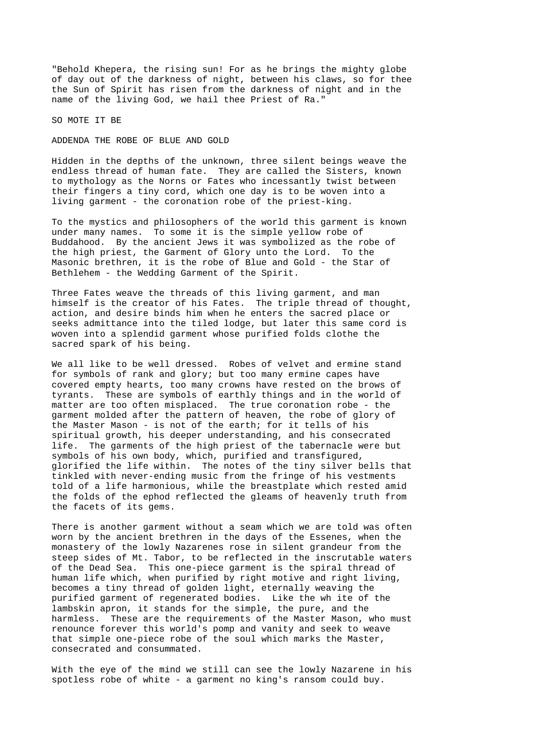"Behold Khepera, the rising sun! For as he brings the mighty globe of day out of the darkness of night, between his claws, so for thee the Sun of Spirit has risen from the darkness of night and in the name of the living God, we hail thee Priest of Ra."

SO MOTE IT BE

## ADDENDA THE ROBE OF BLUE AND GOLD

Hidden in the depths of the unknown, three silent beings weave the endless thread of human fate. They are called the Sisters, known to mythology as the Norns or Fates who incessantly twist between their fingers a tiny cord, which one day is to be woven into a living garment - the coronation robe of the priest-king.

To the mystics and philosophers of the world this garment is known under many names. To some it is the simple yellow robe of Buddahood. By the ancient Jews it was symbolized as the robe of the high priest, the Garment of Glory unto the Lord. To the Masonic brethren, it is the robe of Blue and Gold - the Star of Bethlehem - the Wedding Garment of the Spirit.

Three Fates weave the threads of this living garment, and man himself is the creator of his Fates. The triple thread of thought, action, and desire binds him when he enters the sacred place or seeks admittance into the tiled lodge, but later this same cord is woven into a splendid garment whose purified folds clothe the sacred spark of his being.

We all like to be well dressed. Robes of velvet and ermine stand for symbols of rank and glory; but too many ermine capes have covered empty hearts, too many crowns have rested on the brows of tyrants. These are symbols of earthly things and in the world of matter are too often misplaced. The true coronation robe - the garment molded after the pattern of heaven, the robe of glory of the Master Mason - is not of the earth; for it tells of his spiritual growth, his deeper understanding, and his consecrated life. The garments of the high priest of the tabernacle were but symbols of his own body, which, purified and transfigured, glorified the life within. The notes of the tiny silver bells that tinkled with never-ending music from the fringe of his vestments told of a life harmonious, while the breastplate which rested amid the folds of the ephod reflected the gleams of heavenly truth from the facets of its gems.

There is another garment without a seam which we are told was often worn by the ancient brethren in the days of the Essenes, when the monastery of the lowly Nazarenes rose in silent grandeur from the steep sides of Mt. Tabor, to be reflected in the inscrutable waters of the Dead Sea. This one-piece garment is the spiral thread of human life which, when purified by right motive and right living, becomes a tiny thread of golden light, eternally weaving the purified garment of regenerated bodies. Like the wh ite of the lambskin apron, it stands for the simple, the pure, and the harmless. These are the requirements of the Master Mason, who must renounce forever this world's pomp and vanity and seek to weave that simple one-piece robe of the soul which marks the Master, consecrated and consummated.

With the eye of the mind we still can see the lowly Nazarene in his spotless robe of white - a garment no king's ransom could buy.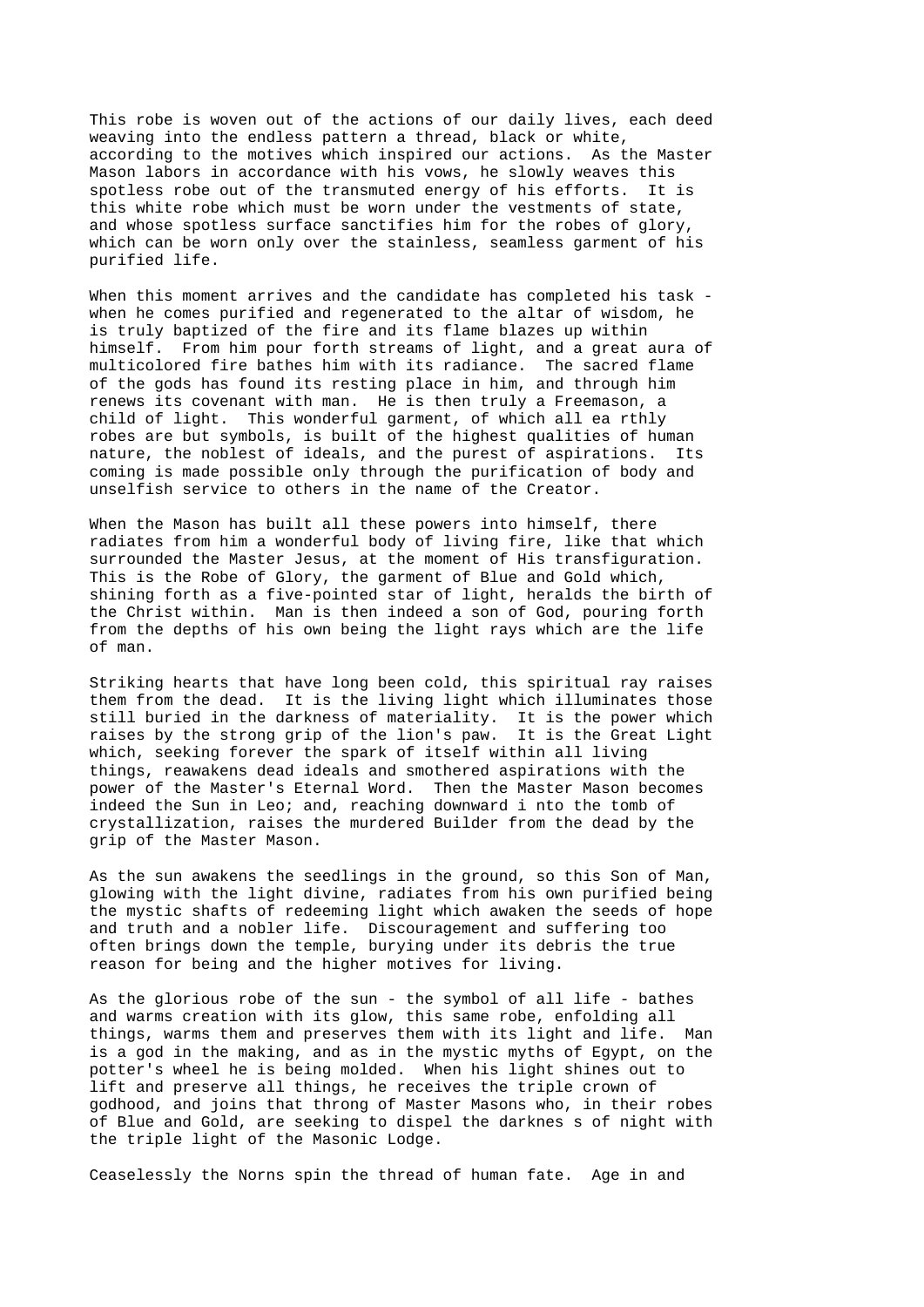This robe is woven out of the actions of our daily lives, each deed weaving into the endless pattern a thread, black or white, according to the motives which inspired our actions. As the Master Mason labors in accordance with his vows, he slowly weaves this spotless robe out of the transmuted energy of his efforts. It is this white robe which must be worn under the vestments of state, and whose spotless surface sanctifies him for the robes of glory, which can be worn only over the stainless, seamless garment of his purified life.

When this moment arrives and the candidate has completed his task - when he comes purified and regenerated to the altar of wisdom, he is truly baptized of the fire and its flame blazes up within himself. From him pour forth streams of light, and a great aura of multicolored fire bathes him with its radiance. The sacred flame of the gods has found its resting place in him, and through him renews its covenant with man. He is then truly a Freemason, a child of light. This wonderful garment, of which all ea rthly robes are but symbols, is built of the highest qualities of human nature, the noblest of ideals, and the purest of aspirations. Its coming is made possible only through the purification of body and unselfish service to others in the name of the Creator.

When the Mason has built all these powers into himself, there radiates from him a wonderful body of living fire, like that which surrounded the Master Jesus, at the moment of His transfiguration. This is the Robe of Glory, the garment of Blue and Gold which, shining forth as a five-pointed star of light, heralds the birth of the Christ within. Man is then indeed a son of God, pouring forth from the depths of his own being the light rays which are the life of man.

Striking hearts that have long been cold, this spiritual ray raises them from the dead. It is the living light which illuminates those still buried in the darkness of materiality. It is the power which raises by the strong grip of the lion's paw. It is the Great Light which, seeking forever the spark of itself within all living things, reawakens dead ideals and smothered aspirations with the power of the Master's Eternal Word. Then the Master Mason becomes indeed the Sun in Leo; and, reaching downward i nto the tomb of crystallization, raises the murdered Builder from the dead by the grip of the Master Mason.

As the sun awakens the seedlings in the ground, so this Son of Man, glowing with the light divine, radiates from his own purified being the mystic shafts of redeeming light which awaken the seeds of hope and truth and a nobler life. Discouragement and suffering too often brings down the temple, burying under its debris the true reason for being and the higher motives for living.

As the glorious robe of the sun - the symbol of all life - bathes and warms creation with its glow, this same robe, enfolding all things, warms them and preserves them with its light and life. Man is a god in the making, and as in the mystic myths of Egypt, on the potter's wheel he is being molded. When his light shines out to lift and preserve all things, he receives the triple crown of godhood, and joins that throng of Master Masons who, in their robes of Blue and Gold, are seeking to dispel the darknes s of night with the triple light of the Masonic Lodge.

Ceaselessly the Norns spin the thread of human fate. Age in and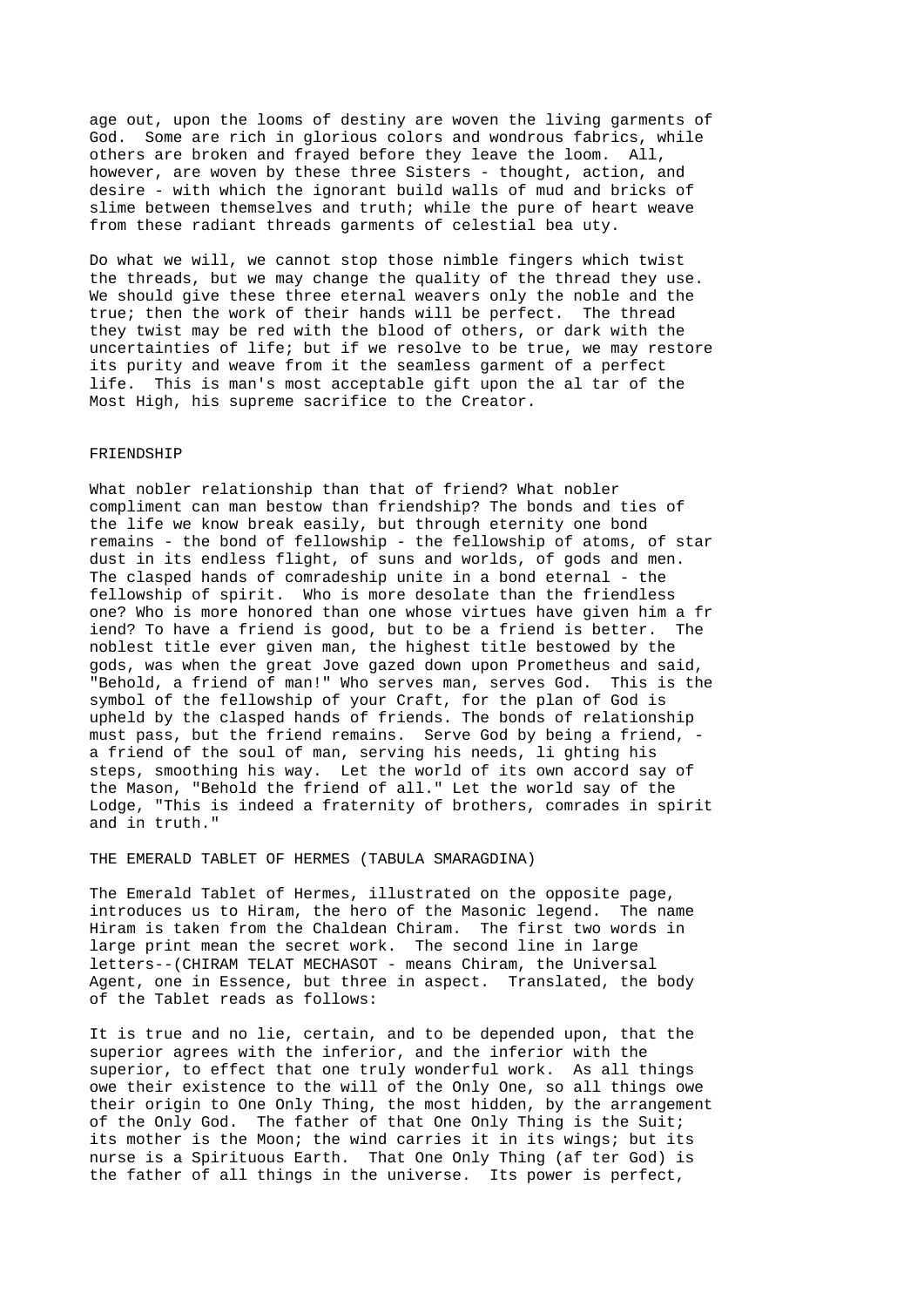age out, upon the looms of destiny are woven the living garments of God. Some are rich in glorious colors and wondrous fabrics, while others are broken and frayed before they leave the loom. All, however, are woven by these three Sisters - thought, action, and desire - with which the ignorant build walls of mud and bricks of slime between themselves and truth; while the pure of heart weave from these radiant threads garments of celestial bea uty.

Do what we will, we cannot stop those nimble fingers which twist the threads, but we may change the quality of the thread they use. We should give these three eternal weavers only the noble and the true; then the work of their hands will be perfect. The thread they twist may be red with the blood of others, or dark with the uncertainties of life; but if we resolve to be true, we may restore its purity and weave from it the seamless garment of a perfect life. This is man's most acceptable gift upon the al tar of the Most High, his supreme sacrifice to the Creator.

## FRIENDSHIP

What nobler relationship than that of friend? What nobler compliment can man bestow than friendship? The bonds and ties of the life we know break easily, but through eternity one bond remains - the bond of fellowship - the fellowship of atoms, of star dust in its endless flight, of suns and worlds, of gods and men. The clasped hands of comradeship unite in a bond eternal - the fellowship of spirit. Who is more desolate than the friendless one? Who is more honored than one whose virtues have given him a fr iend? To have a friend is good, but to be a friend is better. The noblest title ever given man, the highest title bestowed by the gods, was when the great Jove gazed down upon Prometheus and said, "Behold, a friend of man!" Who serves man, serves God. This is the symbol of the fellowship of your Craft, for the plan of God is upheld by the clasped hands of friends. The bonds of relationship must pass, but the friend remains. Serve God by being a friend, - a friend of the soul of man, serving his needs, li ghting his steps, smoothing his way. Let the world of its own accord say of the Mason, "Behold the friend of all." Let the world say of the Lodge, "This is indeed a fraternity of brothers, comrades in spirit and in truth."

## THE EMERALD TABLET OF HERMES (TABULA SMARAGDINA)

The Emerald Tablet of Hermes, illustrated on the opposite page, introduces us to Hiram, the hero of the Masonic legend. The name Hiram is taken from the Chaldean Chiram. The first two words in large print mean the secret work. The second line in large letters--(CHIRAM TELAT MECHASOT - means Chiram, the Universal Agent, one in Essence, but three in aspect. Translated, the body of the Tablet reads as follows:

It is true and no lie, certain, and to be depended upon, that the superior agrees with the inferior, and the inferior with the superior, to effect that one truly wonderful work. As all things owe their existence to the will of the Only One, so all things owe their origin to One Only Thing, the most hidden, by the arrangement of the Only God. The father of that One Only Thing is the Suit; its mother is the Moon; the wind carries it in its wings; but its nurse is a Spirituous Earth. That One Only Thing (af ter God) is the father of all things in the universe. Its power is perfect,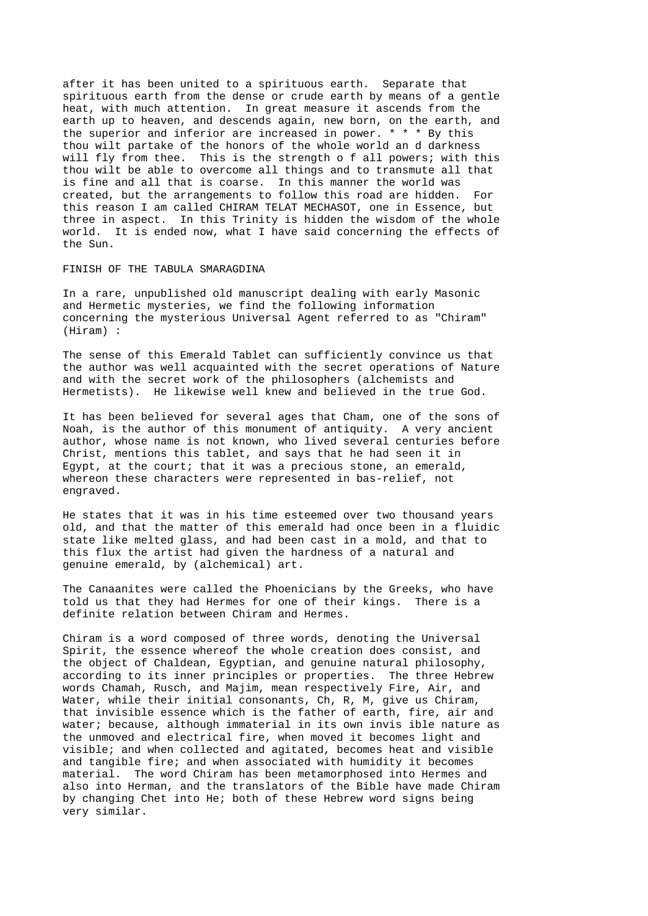after it has been united to a spirituous earth. Separate that spirituous earth from the dense or crude earth by means of a gentle heat, with much attention. In great measure it ascends from the earth up to heaven, and descends again, new born, on the earth, and the superior and inferior are increased in power. * * * By this thou wilt partake of the honors of the whole world an d darkness will fly from thee. This is the strength o f all powers; with this thou wilt be able to overcome all things and to transmute all that is fine and all that is coarse. In this manner the world was created, but the arrangements to follow this road are hidden. For this reason I am called CHIRAM TELAT MECHASOT, one in Essence, but three in aspect. In this Trinity is hidden the wisdom of the whole world. It is ended now, what I have said concerning the effects of the Sun.

FINISH OF THE TABULA SMARAGDINA

In a rare, unpublished old manuscript dealing with early Masonic and Hermetic mysteries, we find the following information concerning the mysterious Universal Agent referred to as "Chiram" (Hiram) :

The sense of this Emerald Tablet can sufficiently convince us that the author was well acquainted with the secret operations of Nature and with the secret work of the philosophers (alchemists and Hermetists). He likewise well knew and believed in the true God.

It has been believed for several ages that Cham, one of the sons of Noah, is the author of this monument of antiquity. A very ancient author, whose name is not known, who lived several centuries before Christ, mentions this tablet, and says that he had seen it in Egypt, at the court; that it was a precious stone, an emerald, whereon these characters were represented in bas-relief, not engraved.

He states that it was in his time esteemed over two thousand years old, and that the matter of this emerald had once been in a fluidic state like melted glass, and had been cast in a mold, and that to this flux the artist had given the hardness of a natural and genuine emerald, by (alchemical) art.

The Canaanites were called the Phoenicians by the Greeks, who have told us that they had Hermes for one of their kings. There is a definite relation between Chiram and Hermes.

Chiram is a word composed of three words, denoting the Universal Spirit, the essence whereof the whole creation does consist, and the object of Chaldean, Egyptian, and genuine natural philosophy, according to its inner principles or properties. The three Hebrew words Chamah, Rusch, and Majim, mean respectively Fire, Air, and Water, while their initial consonants, Ch, R, M, give us Chiram, that invisible essence which is the father of earth, fire, air and water; because, although immaterial in its own invis ible nature as the unmoved and electrical fire, when moved it becomes light and visible; and when collected and agitated, becomes heat and visible and tangible fire; and when associated with humidity it becomes material. The word Chiram has been metamorphosed into Hermes and also into Herman, and the translators of the Bible have made Chiram by changing Chet into He; both of these Hebrew word signs being very similar.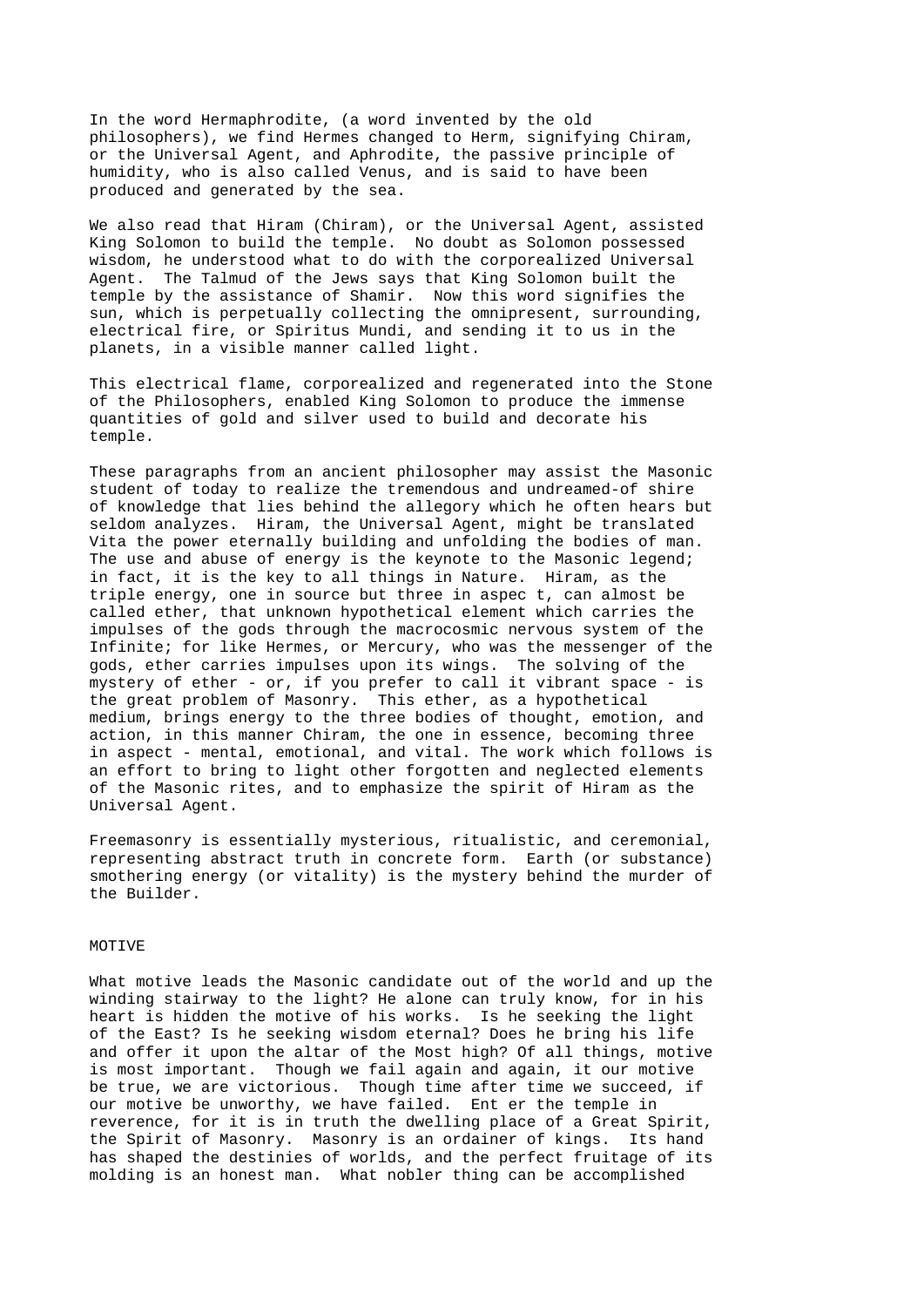In the word Hermaphrodite, (a word invented by the old philosophers), we find Hermes changed to Herm, signifying Chiram, or the Universal Agent, and Aphrodite, the passive principle of humidity, who is also called Venus, and is said to have been produced and generated by the sea.

We also read that Hiram (Chiram), or the Universal Agent, assisted King Solomon to build the temple. No doubt as Solomon possessed wisdom, he understood what to do with the corporealized Universal Agent. The Talmud of the Jews says that King Solomon built the temple by the assistance of Shamir. Now this word signifies the sun, which is perpetually collecting the omnipresent, surrounding, electrical fire, or Spiritus Mundi, and sending it to us in the planets, in a visible manner called light.

This electrical flame, corporealized and regenerated into the Stone of the Philosophers, enabled King Solomon to produce the immense quantities of gold and silver used to build and decorate his temple.

These paragraphs from an ancient philosopher may assist the Masonic student of today to realize the tremendous and undreamed-of shire of knowledge that lies behind the allegory which he often hears but seldom analyzes. Hiram, the Universal Agent, might be translated Vita the power eternally building and unfolding the bodies of man. The use and abuse of energy is the keynote to the Masonic legend; in fact, it is the key to all things in Nature. Hiram, as the triple energy, one in source but three in aspec t, can almost be called ether, that unknown hypothetical element which carries the impulses of the gods through the macrocosmic nervous system of the Infinite; for like Hermes, or Mercury, who was the messenger of the gods, ether carries impulses upon its wings. The solving of the mystery of ether - or, if you prefer to call it vibrant space - is the great problem of Masonry. This ether, as a hypothetical medium, brings energy to the three bodies of thought, emotion, and action, in this manner Chiram, the one in essence, becoming three in aspect - mental, emotional, and vital. The work which follows is an effort to bring to light other forgotten and neglected elements of the Masonic rites, and to emphasize the spirit of Hiram as the Universal Agent.

Freemasonry is essentially mysterious, ritualistic, and ceremonial, representing abstract truth in concrete form. Earth (or substance) smothering energy (or vitality) is the mystery behind the murder of the Builder.

## MOTIVE

What motive leads the Masonic candidate out of the world and up the winding stairway to the light? He alone can truly know, for in his heart is hidden the motive of his works. Is he seeking the light of the East? Is he seeking wisdom eternal? Does he bring his life and offer it upon the altar of the Most high? Of all things, motive is most important. Though we fail again and again, it our motive be true, we are victorious. Though time after time we succeed, if our motive be unworthy, we have failed. Ent er the temple in reverence, for it is in truth the dwelling place of a Great Spirit, the Spirit of Masonry. Masonry is an ordainer of kings. Its hand has shaped the destinies of worlds, and the perfect fruitage of its molding is an honest man. What nobler thing can be accomplished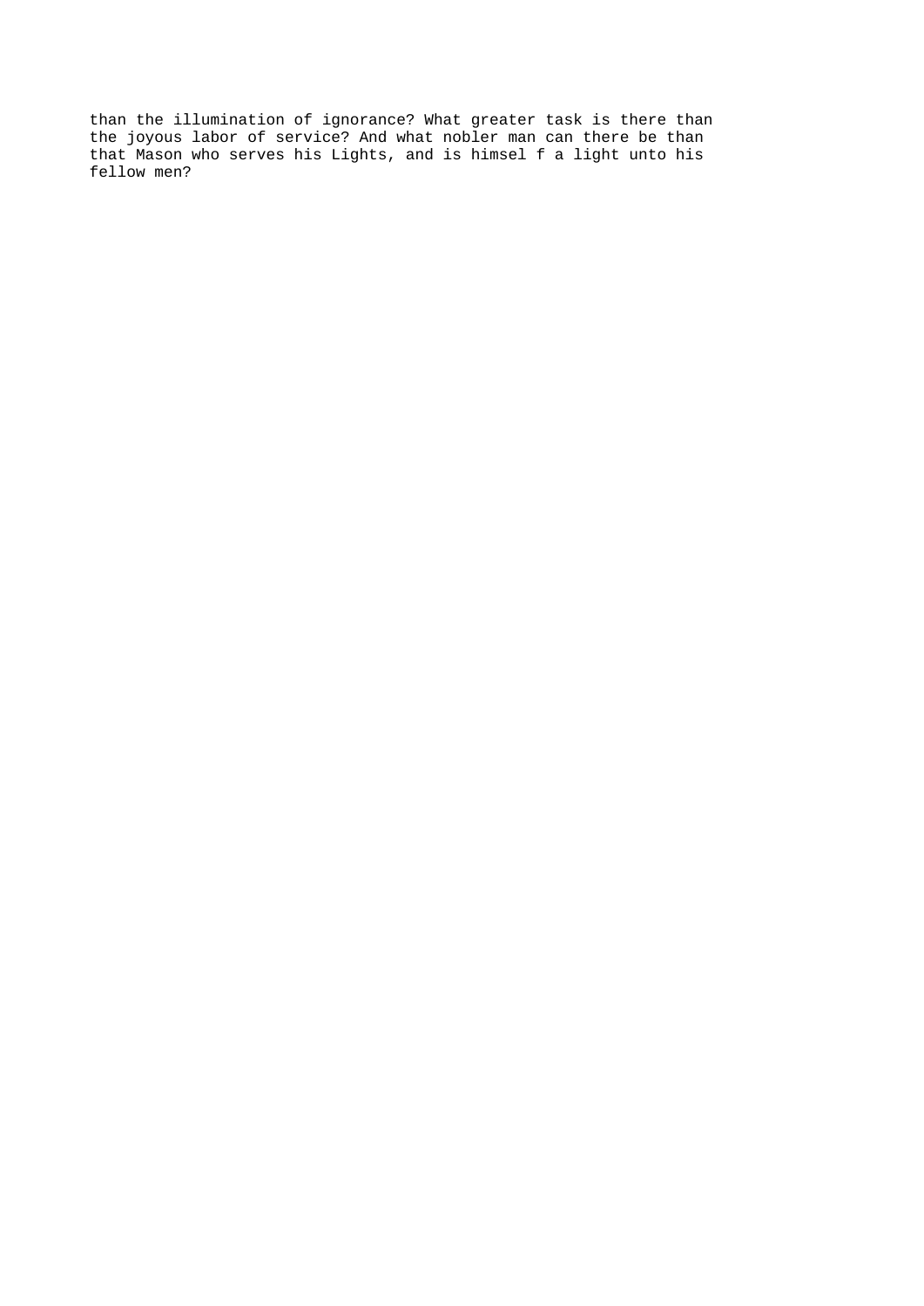than the illumination of ignorance? What greater task is there than the joyous labor of service? And what nobler man can there be than that Mason who serves his Lights, and is himsel f a light unto his fellow men?